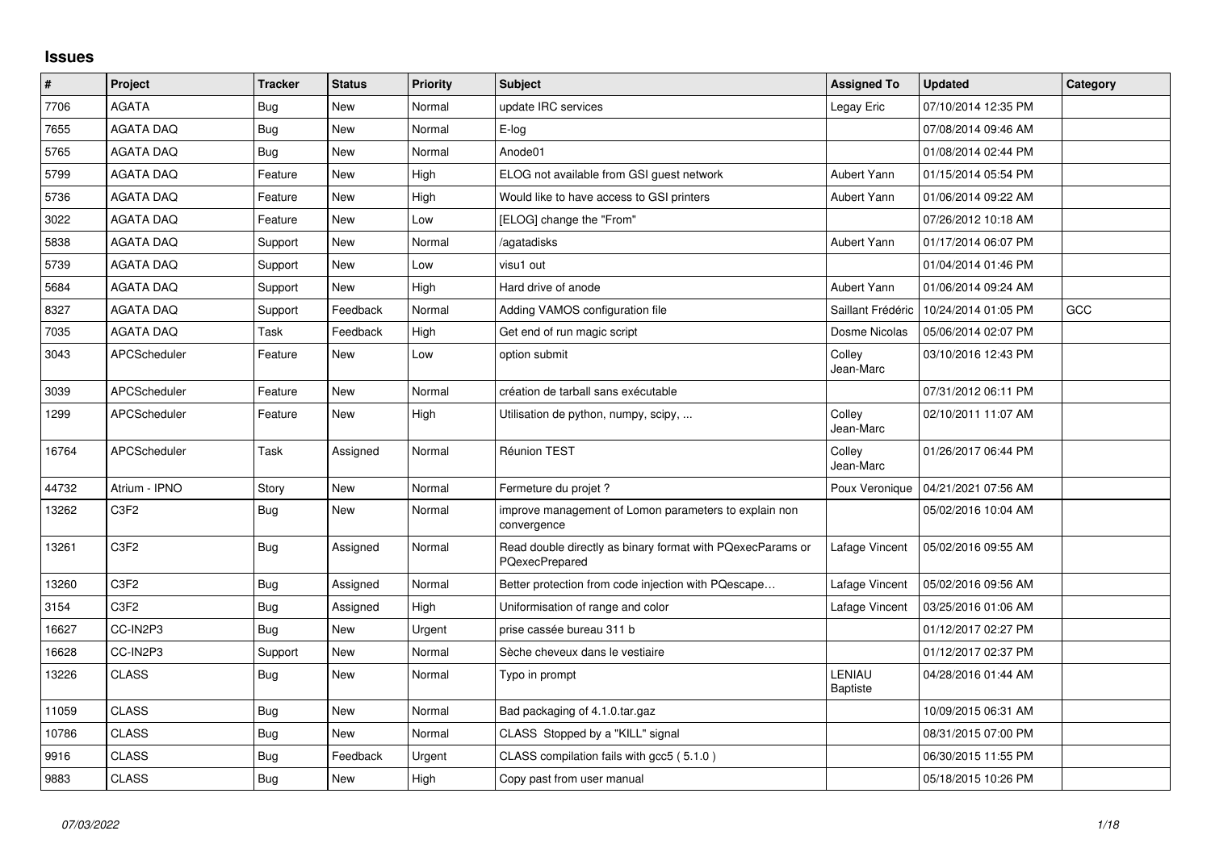## Issues

| # | Project | Tracker | Status | Priority | Subject | Assigned To | Updated | Category |
|---|---|---|---|---|---|---|---|---|
| 7706 | AGATA | Bug | New | Normal | update IRC services | Legay Eric | 07/10/2014 12:35 PM | |
| 7655 | AGATA DAQ | Bug | New | Normal | E-log | | 07/08/2014 09:46 AM | |
| 5765 | AGATA DAQ | Bug | New | Normal | Anode01 | | 01/08/2014 02:44 PM | |
| 5799 | AGATA DAQ | Feature | New | High | ELOG not available from GSI guest network | Aubert Yann | 01/15/2014 05:54 PM | |
| 5736 | AGATA DAQ | Feature | New | High | Would like to have access to GSI printers | Aubert Yann | 01/06/2014 09:22 AM | |
| 3022 | AGATA DAQ | Feature | New | Low | [ELOG] change the "From" | | 07/26/2012 10:18 AM | |
| 5838 | AGATA DAQ | Support | New | Normal | /agatadisks | Aubert Yann | 01/17/2014 06:07 PM | |
| 5739 | AGATA DAQ | Support | New | Low | visu1 out | | 01/04/2014 01:46 PM | |
| 5684 | AGATA DAQ | Support | New | High | Hard drive of anode | Aubert Yann | 01/06/2014 09:24 AM | |
| 8327 | AGATA DAQ | Support | Feedback | Normal | Adding VAMOS configuration file | Saillant Frédéric | 10/24/2014 01:05 PM | GCC |
| 7035 | AGATA DAQ | Task | Feedback | High | Get end of run magic script | Dosme Nicolas | 05/06/2014 02:07 PM | |
| 3043 | APCScheduler | Feature | New | Low | option submit | Colley Jean-Marc | 03/10/2016 12:43 PM | |
| 3039 | APCScheduler | Feature | New | Normal | création de tarball sans exécutable | | 07/31/2012 06:11 PM | |
| 1299 | APCScheduler | Feature | New | High | Utilisation de python, numpy, scipy, ... | Colley Jean-Marc | 02/10/2011 11:07 AM | |
| 16764 | APCScheduler | Task | Assigned | Normal | Réunion TEST | Colley Jean-Marc | 01/26/2017 06:44 PM | |
| 44732 | Atrium - IPNO | Story | New | Normal | Fermeture du projet ? | Poux Veronique | 04/21/2021 07:56 AM | |
| 13262 | C3F2 | Bug | New | Normal | improve management of Lomon parameters to explain non convergence | | 05/02/2016 10:04 AM | |
| 13261 | C3F2 | Bug | Assigned | Normal | Read double directly as binary format with PQexecParams or PQexecPrepared | Lafage Vincent | 05/02/2016 09:55 AM | |
| 13260 | C3F2 | Bug | Assigned | Normal | Better protection from code injection with PQescape… | Lafage Vincent | 05/02/2016 09:56 AM | |
| 3154 | C3F2 | Bug | Assigned | High | Uniformisation of range and color | Lafage Vincent | 03/25/2016 01:06 AM | |
| 16627 | CC-IN2P3 | Bug | New | Urgent | prise cassée bureau 311 b | | 01/12/2017 02:27 PM | |
| 16628 | CC-IN2P3 | Support | New | Normal | Sèche cheveux dans le vestiaire | | 01/12/2017 02:37 PM | |
| 13226 | CLASS | Bug | New | Normal | Typo in prompt | LENIAU Baptiste | 04/28/2016 01:44 AM | |
| 11059 | CLASS | Bug | New | Normal | Bad packaging of 4.1.0.tar.gaz | | 10/09/2015 06:31 AM | |
| 10786 | CLASS | Bug | New | Normal | CLASS Stopped by a "KILL" signal | | 08/31/2015 07:00 PM | |
| 9916 | CLASS | Bug | Feedback | Urgent | CLASS compilation fails with gcc5 ( 5.1.0 ) | | 06/30/2015 11:55 PM | |
| 9883 | CLASS | Bug | New | High | Copy past from user manual | | 05/18/2015 10:26 PM | |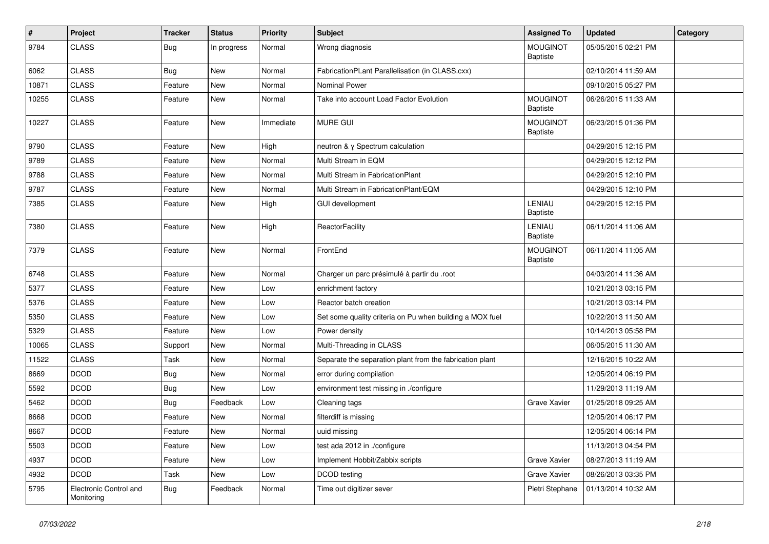| # | Project | Tracker | Status | Priority | Subject | Assigned To | Updated | Category |
|---|---|---|---|---|---|---|---|---|
| 9784 | CLASS | Bug | In progress | Normal | Wrong diagnosis | MOUGINOT Baptiste | 05/05/2015 02:21 PM | |
| 6062 | CLASS | Bug | New | Normal | FabricationPLant Parallelisation (in CLASS.cxx) | | 02/10/2014 11:59 AM | |
| 10871 | CLASS | Feature | New | Normal | Nominal Power | | 09/10/2015 05:27 PM | |
| 10255 | CLASS | Feature | New | Normal | Take into account Load Factor Evolution | MOUGINOT Baptiste | 06/26/2015 11:33 AM | |
| 10227 | CLASS | Feature | New | Immediate | MURE GUI | MOUGINOT Baptiste | 06/23/2015 01:36 PM | |
| 9790 | CLASS | Feature | New | High | neutron & γ Spectrum calculation | | 04/29/2015 12:15 PM | |
| 9789 | CLASS | Feature | New | Normal | Multi Stream in EQM | | 04/29/2015 12:12 PM | |
| 9788 | CLASS | Feature | New | Normal | Multi Stream in FabricationPlant | | 04/29/2015 12:10 PM | |
| 9787 | CLASS | Feature | New | Normal | Multi Stream in FabricationPlant/EQM | | 04/29/2015 12:10 PM | |
| 7385 | CLASS | Feature | New | High | GUI devellopment | LENIAU Baptiste | 04/29/2015 12:15 PM | |
| 7380 | CLASS | Feature | New | High | ReactorFacility | LENIAU Baptiste | 06/11/2014 11:06 AM | |
| 7379 | CLASS | Feature | New | Normal | FrontEnd | MOUGINOT Baptiste | 06/11/2014 11:05 AM | |
| 6748 | CLASS | Feature | New | Normal | Charger un parc présimulé à partir du .root | | 04/03/2014 11:36 AM | |
| 5377 | CLASS | Feature | New | Low | enrichment factory | | 10/21/2013 03:15 PM | |
| 5376 | CLASS | Feature | New | Low | Reactor batch creation | | 10/21/2013 03:14 PM | |
| 5350 | CLASS | Feature | New | Low | Set some quality criteria on Pu when building a MOX fuel | | 10/22/2013 11:50 AM | |
| 5329 | CLASS | Feature | New | Low | Power density | | 10/14/2013 05:58 PM | |
| 10065 | CLASS | Support | New | Normal | Multi-Threading in CLASS | | 06/05/2015 11:30 AM | |
| 11522 | CLASS | Task | New | Normal | Separate the separation plant from the fabrication plant | | 12/16/2015 10:22 AM | |
| 8669 | DCOD | Bug | New | Normal | error during compilation | | 12/05/2014 06:19 PM | |
| 5592 | DCOD | Bug | New | Low | environment test missing in ./configure | | 11/29/2013 11:19 AM | |
| 5462 | DCOD | Bug | Feedback | Low | Cleaning tags | Grave Xavier | 01/25/2018 09:25 AM | |
| 8668 | DCOD | Feature | New | Normal | filterdiff is missing | | 12/05/2014 06:17 PM | |
| 8667 | DCOD | Feature | New | Normal | uuid missing | | 12/05/2014 06:14 PM | |
| 5503 | DCOD | Feature | New | Low | test ada 2012 in ./configure | | 11/13/2013 04:54 PM | |
| 4937 | DCOD | Feature | New | Low | Implement Hobbit/Zabbix scripts | Grave Xavier | 08/27/2013 11:19 AM | |
| 4932 | DCOD | Task | New | Low | DCOD testing | Grave Xavier | 08/26/2013 03:35 PM | |
| 5795 | Electronic Control and Monitoring | Bug | Feedback | Normal | Time out digitizer sever | Pietri Stephane | 01/13/2014 10:32 AM | |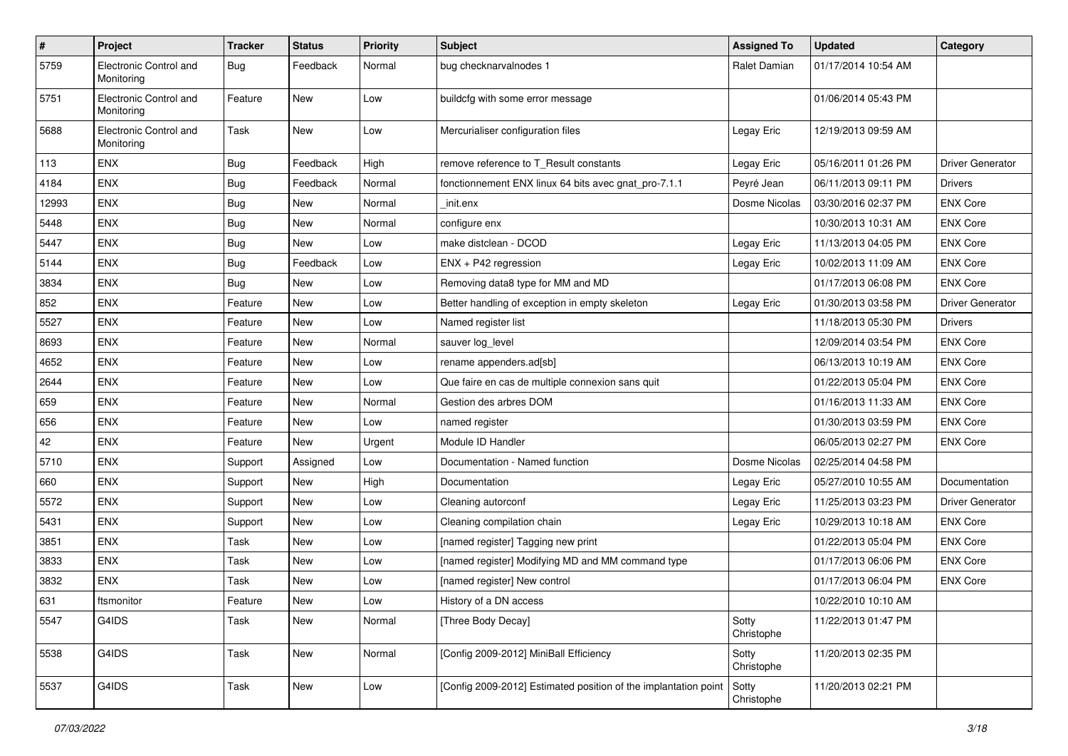| # | Project | Tracker | Status | Priority | Subject | Assigned To | Updated | Category |
|---|---|---|---|---|---|---|---|---|
| 5759 | Electronic Control and Monitoring | Bug | Feedback | Normal | bug checknarvalnodes 1 | Ralet Damian | 01/17/2014 10:54 AM | |
| 5751 | Electronic Control and Monitoring | Feature | New | Low | buildcfg with some error message | | 01/06/2014 05:43 PM | |
| 5688 | Electronic Control and Monitoring | Task | New | Low | Mercurialiser configuration files | Legay Eric | 12/19/2013 09:59 AM | |
| 113 | ENX | Bug | Feedback | High | remove reference to T_Result constants | Legay Eric | 05/16/2011 01:26 PM | Driver Generator |
| 4184 | ENX | Bug | Feedback | Normal | fonctionnement ENX linux 64 bits avec gnat_pro-7.1.1 | Peyré Jean | 06/11/2013 09:11 PM | Drivers |
| 12993 | ENX | Bug | New | Normal | _init.enx | Dosme Nicolas | 03/30/2016 02:37 PM | ENX Core |
| 5448 | ENX | Bug | New | Normal | configure enx | | 10/30/2013 10:31 AM | ENX Core |
| 5447 | ENX | Bug | New | Low | make distclean - DCOD | Legay Eric | 11/13/2013 04:05 PM | ENX Core |
| 5144 | ENX | Bug | Feedback | Low | ENX + P42 regression | Legay Eric | 10/02/2013 11:09 AM | ENX Core |
| 3834 | ENX | Bug | New | Low | Removing data8 type for MM and MD | | 01/17/2013 06:08 PM | ENX Core |
| 852 | ENX | Feature | New | Low | Better handling of exception in empty skeleton | Legay Eric | 01/30/2013 03:58 PM | Driver Generator |
| 5527 | ENX | Feature | New | Low | Named register list | | 11/18/2013 05:30 PM | Drivers |
| 8693 | ENX | Feature | New | Normal | sauver log_level | | 12/09/2014 03:54 PM | ENX Core |
| 4652 | ENX | Feature | New | Low | rename appenders.ad[sb] | | 06/13/2013 10:19 AM | ENX Core |
| 2644 | ENX | Feature | New | Low | Que faire en cas de multiple connexion sans quit | | 01/22/2013 05:04 PM | ENX Core |
| 659 | ENX | Feature | New | Normal | Gestion des arbres DOM | | 01/16/2013 11:33 AM | ENX Core |
| 656 | ENX | Feature | New | Low | named register | | 01/30/2013 03:59 PM | ENX Core |
| 42 | ENX | Feature | New | Urgent | Module ID Handler | | 06/05/2013 02:27 PM | ENX Core |
| 5710 | ENX | Support | Assigned | Low | Documentation - Named function | Dosme Nicolas | 02/25/2014 04:58 PM | |
| 660 | ENX | Support | New | High | Documentation | Legay Eric | 05/27/2010 10:55 AM | Documentation |
| 5572 | ENX | Support | New | Low | Cleaning autorconf | Legay Eric | 11/25/2013 03:23 PM | Driver Generator |
| 5431 | ENX | Support | New | Low | Cleaning compilation chain | Legay Eric | 10/29/2013 10:18 AM | ENX Core |
| 3851 | ENX | Task | New | Low | [named register] Tagging new print | | 01/22/2013 05:04 PM | ENX Core |
| 3833 | ENX | Task | New | Low | [named register] Modifying MD and MM command type | | 01/17/2013 06:06 PM | ENX Core |
| 3832 | ENX | Task | New | Low | [named register] New control | | 01/17/2013 06:04 PM | ENX Core |
| 631 | ftsmonitor | Feature | New | Low | History of a DN access | | 10/22/2010 10:10 AM | |
| 5547 | G4IDS | Task | New | Normal | [Three Body Decay] | Sotty Christophe | 11/22/2013 01:47 PM | |
| 5538 | G4IDS | Task | New | Normal | [Config 2009-2012] MiniBall Efficiency | Sotty Christophe | 11/20/2013 02:35 PM | |
| 5537 | G4IDS | Task | New | Low | [Config 2009-2012] Estimated position of the implantation point | Sotty Christophe | 11/20/2013 02:21 PM | |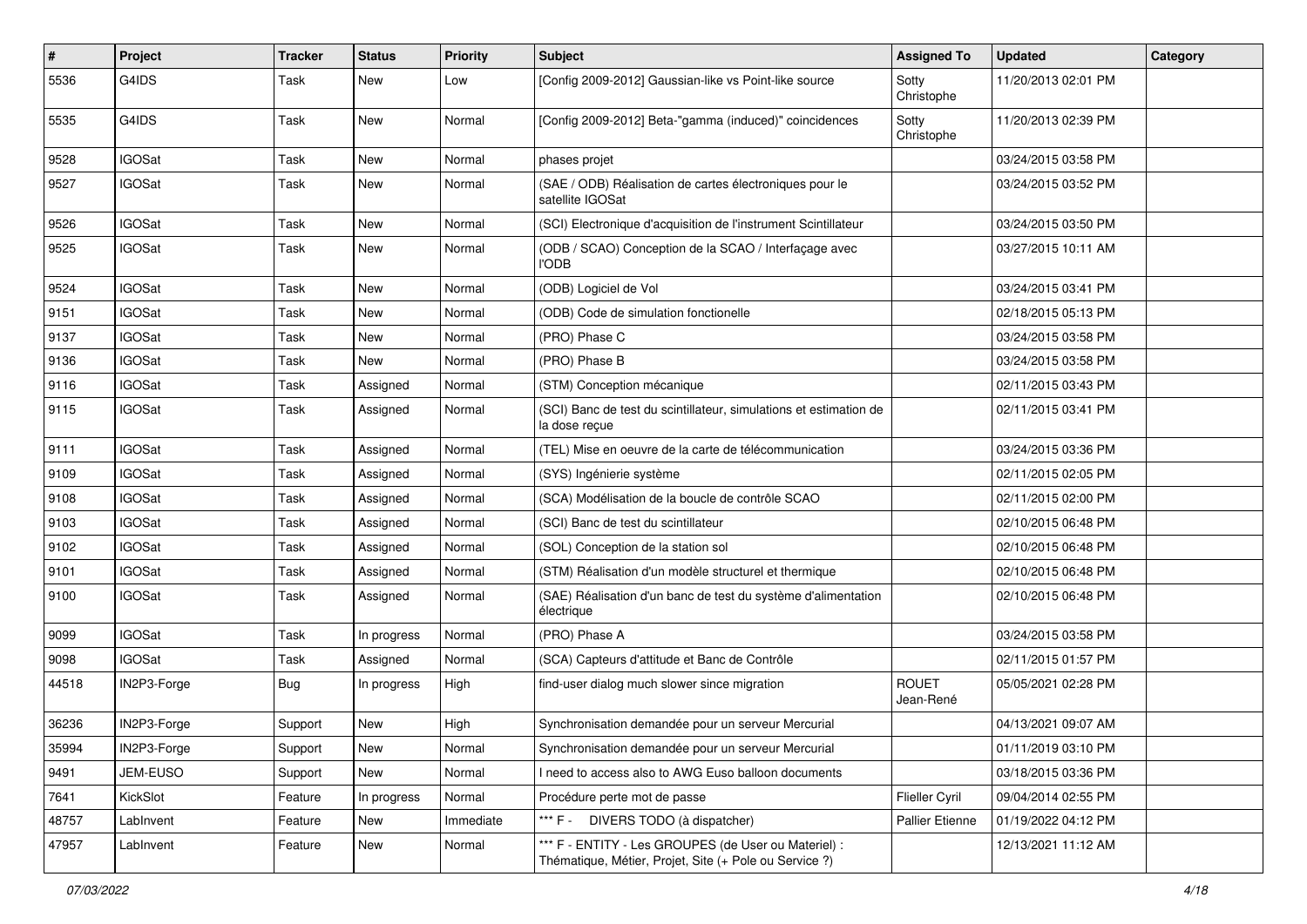| # | Project | Tracker | Status | Priority | Subject | Assigned To | Updated | Category |
|---|---|---|---|---|---|---|---|---|
| 5536 | G4IDS | Task | New | Low | [Config 2009-2012] Gaussian-like vs Point-like source | Sotty Christophe | 11/20/2013 02:01 PM | |
| 5535 | G4IDS | Task | New | Normal | [Config 2009-2012] Beta-"gamma (induced)" coincidences | Sotty Christophe | 11/20/2013 02:39 PM | |
| 9528 | IGOSat | Task | New | Normal | phases projet | | 03/24/2015 03:58 PM | |
| 9527 | IGOSat | Task | New | Normal | (SAE / ODB) Réalisation de cartes électroniques pour le satellite IGOSat | | 03/24/2015 03:52 PM | |
| 9526 | IGOSat | Task | New | Normal | (SCI) Electronique d'acquisition de l'instrument Scintillateur | | 03/24/2015 03:50 PM | |
| 9525 | IGOSat | Task | New | Normal | (ODB / SCAO) Conception de la SCAO / Interfaçage avec l'ODB | | 03/27/2015 10:11 AM | |
| 9524 | IGOSat | Task | New | Normal | (ODB) Logiciel de Vol | | 03/24/2015 03:41 PM | |
| 9151 | IGOSat | Task | New | Normal | (ODB) Code de simulation fonctionelle | | 02/18/2015 05:13 PM | |
| 9137 | IGOSat | Task | New | Normal | (PRO) Phase C | | 03/24/2015 03:58 PM | |
| 9136 | IGOSat | Task | New | Normal | (PRO) Phase B | | 03/24/2015 03:58 PM | |
| 9116 | IGOSat | Task | Assigned | Normal | (STM) Conception mécanique | | 02/11/2015 03:43 PM | |
| 9115 | IGOSat | Task | Assigned | Normal | (SCI) Banc de test du scintillateur, simulations et estimation de la dose reçue | | 02/11/2015 03:41 PM | |
| 9111 | IGOSat | Task | Assigned | Normal | (TEL) Mise en oeuvre de la carte de télécommunication | | 03/24/2015 03:36 PM | |
| 9109 | IGOSat | Task | Assigned | Normal | (SYS) Ingénierie système | | 02/11/2015 02:05 PM | |
| 9108 | IGOSat | Task | Assigned | Normal | (SCA) Modélisation de la boucle de contrôle SCAO | | 02/11/2015 02:00 PM | |
| 9103 | IGOSat | Task | Assigned | Normal | (SCI) Banc de test du scintillateur | | 02/10/2015 06:48 PM | |
| 9102 | IGOSat | Task | Assigned | Normal | (SOL) Conception de la station sol | | 02/10/2015 06:48 PM | |
| 9101 | IGOSat | Task | Assigned | Normal | (STM) Réalisation d'un modèle structurel et thermique | | 02/10/2015 06:48 PM | |
| 9100 | IGOSat | Task | Assigned | Normal | (SAE) Réalisation d'un banc de test du système d'alimentation électrique | | 02/10/2015 06:48 PM | |
| 9099 | IGOSat | Task | In progress | Normal | (PRO) Phase A | | 03/24/2015 03:58 PM | |
| 9098 | IGOSat | Task | Assigned | Normal | (SCA) Capteurs d'attitude et Banc de Contrôle | | 02/11/2015 01:57 PM | |
| 44518 | IN2P3-Forge | Bug | In progress | High | find-user dialog much slower since migration | ROUET Jean-René | 05/05/2021 02:28 PM | |
| 36236 | IN2P3-Forge | Support | New | High | Synchronisation demandée pour un serveur Mercurial | | 04/13/2021 09:07 AM | |
| 35994 | IN2P3-Forge | Support | New | Normal | Synchronisation demandée pour un serveur Mercurial | | 01/11/2019 03:10 PM | |
| 9491 | JEM-EUSO | Support | New | Normal | I need to access also to AWG Euso balloon documents | | 03/18/2015 03:36 PM | |
| 7641 | KickSlot | Feature | In progress | Normal | Procédure perte mot de passe | Flieller Cyril | 09/04/2014 02:55 PM | |
| 48757 | LabInvent | Feature | New | Immediate | *** F - DIVERS TODO (à dispatcher) | Pallier Etienne | 01/19/2022 04:12 PM | |
| 47957 | LabInvent | Feature | New | Normal | *** F - ENTITY - Les GROUPES (de User ou Materiel) : Thématique, Métier, Projet, Site (+ Pole ou Service ?) | | 12/13/2021 11:12 AM | |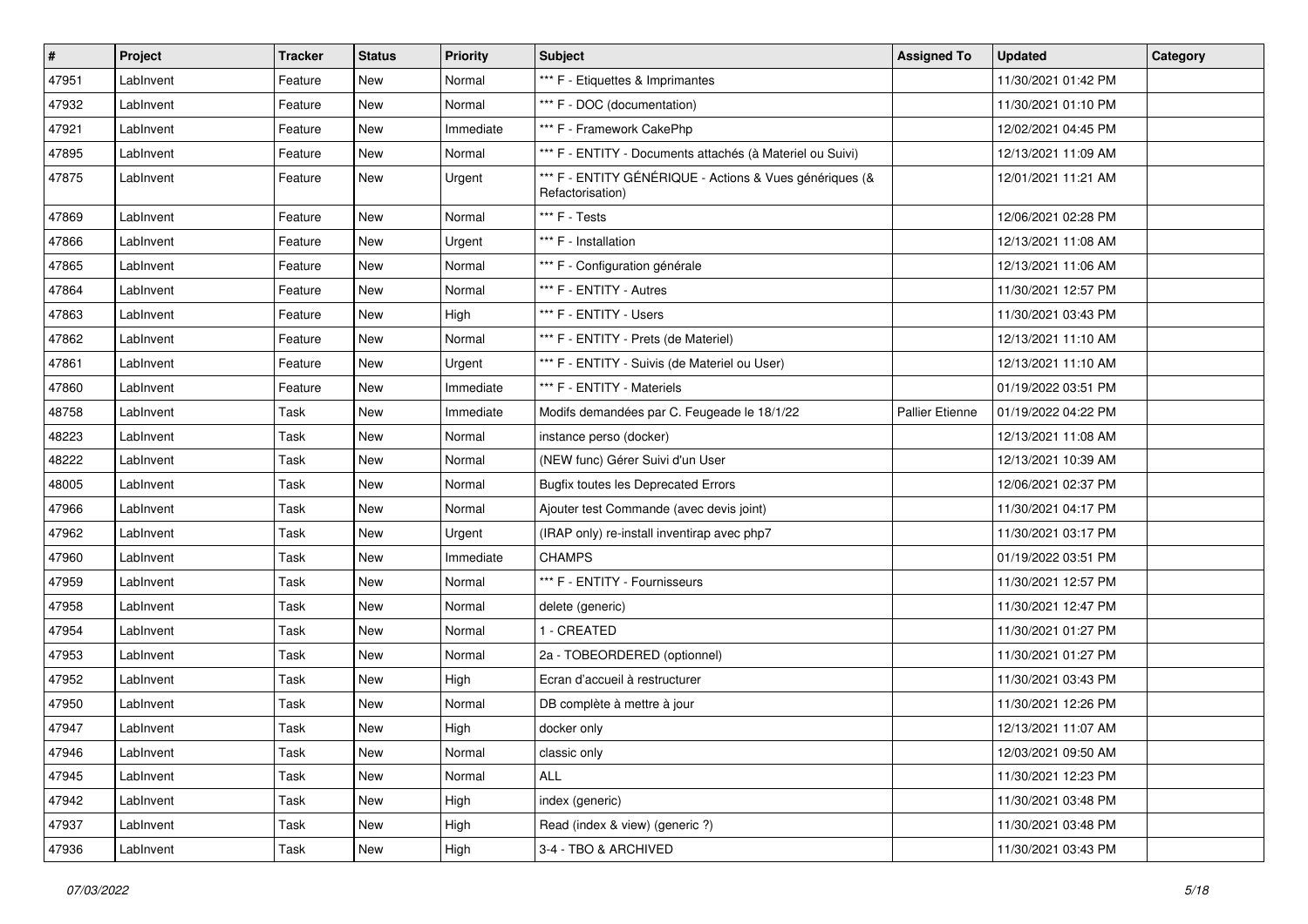| # | Project | Tracker | Status | Priority | Subject | Assigned To | Updated | Category |
|---|---|---|---|---|---|---|---|---|
| 47951 | LabInvent | Feature | New | Normal | *** F - Etiquettes & Imprimantes | | 11/30/2021 01:42 PM | |
| 47932 | LabInvent | Feature | New | Normal | *** F - DOC (documentation) | | 11/30/2021 01:10 PM | |
| 47921 | LabInvent | Feature | New | Immediate | *** F - Framework CakePhp | | 12/02/2021 04:45 PM | |
| 47895 | LabInvent | Feature | New | Normal | *** F - ENTITY - Documents attachés (à Materiel ou Suivi) | | 12/13/2021 11:09 AM | |
| 47875 | LabInvent | Feature | New | Urgent | *** F - ENTITY GÉNÉRIQUE - Actions & Vues génériques (& Refactorisation) | | 12/01/2021 11:21 AM | |
| 47869 | LabInvent | Feature | New | Normal | *** F - Tests | | 12/06/2021 02:28 PM | |
| 47866 | LabInvent | Feature | New | Urgent | *** F - Installation | | 12/13/2021 11:08 AM | |
| 47865 | LabInvent | Feature | New | Normal | *** F - Configuration générale | | 12/13/2021 11:06 AM | |
| 47864 | LabInvent | Feature | New | Normal | *** F - ENTITY - Autres | | 11/30/2021 12:57 PM | |
| 47863 | LabInvent | Feature | New | High | *** F - ENTITY - Users | | 11/30/2021 03:43 PM | |
| 47862 | LabInvent | Feature | New | Normal | *** F - ENTITY - Prets (de Materiel) | | 12/13/2021 11:10 AM | |
| 47861 | LabInvent | Feature | New | Urgent | *** F - ENTITY - Suivis (de Materiel ou User) | | 12/13/2021 11:10 AM | |
| 47860 | LabInvent | Feature | New | Immediate | *** F - ENTITY - Materiels | | 01/19/2022 03:51 PM | |
| 48758 | LabInvent | Task | New | Immediate | Modifs demandées par C. Feugeade le 18/1/22 | Pallier Etienne | 01/19/2022 04:22 PM | |
| 48223 | LabInvent | Task | New | Normal | instance perso (docker) | | 12/13/2021 11:08 AM | |
| 48222 | LabInvent | Task | New | Normal | (NEW func) Gérer Suivi d'un User | | 12/13/2021 10:39 AM | |
| 48005 | LabInvent | Task | New | Normal | Bugfix toutes les Deprecated Errors | | 12/06/2021 02:37 PM | |
| 47966 | LabInvent | Task | New | Normal | Ajouter test Commande (avec devis joint) | | 11/30/2021 04:17 PM | |
| 47962 | LabInvent | Task | New | Urgent | (IRAP only) re-install inventirap avec php7 | | 11/30/2021 03:17 PM | |
| 47960 | LabInvent | Task | New | Immediate | CHAMPS | | 01/19/2022 03:51 PM | |
| 47959 | LabInvent | Task | New | Normal | *** F - ENTITY - Fournisseurs | | 11/30/2021 12:57 PM | |
| 47958 | LabInvent | Task | New | Normal | delete (generic) | | 11/30/2021 12:47 PM | |
| 47954 | LabInvent | Task | New | Normal | 1 - CREATED | | 11/30/2021 01:27 PM | |
| 47953 | LabInvent | Task | New | Normal | 2a - TOBEORDERED (optionnel) | | 11/30/2021 01:27 PM | |
| 47952 | LabInvent | Task | New | High | Ecran d'accueil à restructurer | | 11/30/2021 03:43 PM | |
| 47950 | LabInvent | Task | New | Normal | DB complète à mettre à jour | | 11/30/2021 12:26 PM | |
| 47947 | LabInvent | Task | New | High | docker only | | 12/13/2021 11:07 AM | |
| 47946 | LabInvent | Task | New | Normal | classic only | | 12/03/2021 09:50 AM | |
| 47945 | LabInvent | Task | New | Normal | ALL | | 11/30/2021 12:23 PM | |
| 47942 | LabInvent | Task | New | High | index (generic) | | 11/30/2021 03:48 PM | |
| 47937 | LabInvent | Task | New | High | Read (index & view) (generic ?) | | 11/30/2021 03:48 PM | |
| 47936 | LabInvent | Task | New | High | 3-4 - TBO & ARCHIVED | | 11/30/2021 03:43 PM | |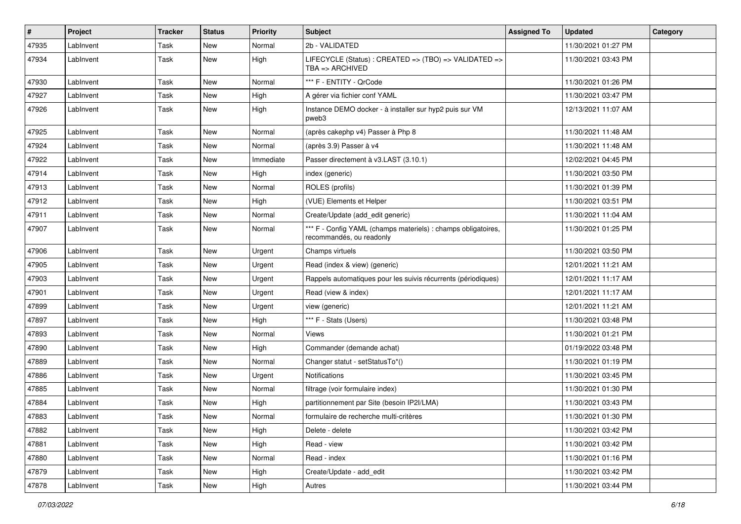| # | Project | Tracker | Status | Priority | Subject | Assigned To | Updated | Category |
|---|---|---|---|---|---|---|---|---|
| 47935 | LabInvent | Task | New | Normal | 2b - VALIDATED | | 11/30/2021 01:27 PM | |
| 47934 | LabInvent | Task | New | High | LIFECYCLE (Status) : CREATED => (TBO) => VALIDATED => TBA => ARCHIVED | | 11/30/2021 03:43 PM | |
| 47930 | LabInvent | Task | New | Normal | *** F - ENTITY - QrCode | | 11/30/2021 01:26 PM | |
| 47927 | LabInvent | Task | New | High | A gérer via fichier conf YAML | | 11/30/2021 03:47 PM | |
| 47926 | LabInvent | Task | New | High | Instance DEMO docker - à installer sur hyp2 puis sur VM pweb3 | | 12/13/2021 11:07 AM | |
| 47925 | LabInvent | Task | New | Normal | (après cakephp v4) Passer à Php 8 | | 11/30/2021 11:48 AM | |
| 47924 | LabInvent | Task | New | Normal | (après 3.9) Passer à v4 | | 11/30/2021 11:48 AM | |
| 47922 | LabInvent | Task | New | Immediate | Passer directement à v3.LAST (3.10.1) | | 12/02/2021 04:45 PM | |
| 47914 | LabInvent | Task | New | High | index (generic) | | 11/30/2021 03:50 PM | |
| 47913 | LabInvent | Task | New | Normal | ROLES (profils) | | 11/30/2021 01:39 PM | |
| 47912 | LabInvent | Task | New | High | (VUE) Elements et Helper | | 11/30/2021 03:51 PM | |
| 47911 | LabInvent | Task | New | Normal | Create/Update (add_edit generic) | | 11/30/2021 11:04 AM | |
| 47907 | LabInvent | Task | New | Normal | *** F - Config YAML (champs materiels) : champs obligatoires, recommandés, ou readonly | | 11/30/2021 01:25 PM | |
| 47906 | LabInvent | Task | New | Urgent | Champs virtuels | | 11/30/2021 03:50 PM | |
| 47905 | LabInvent | Task | New | Urgent | Read (index & view) (generic) | | 12/01/2021 11:21 AM | |
| 47903 | LabInvent | Task | New | Urgent | Rappels automatiques pour les suivis récurrents (périodiques) | | 12/01/2021 11:17 AM | |
| 47901 | LabInvent | Task | New | Urgent | Read (view & index) | | 12/01/2021 11:17 AM | |
| 47899 | LabInvent | Task | New | Urgent | view (generic) | | 12/01/2021 11:21 AM | |
| 47897 | LabInvent | Task | New | High | *** F - Stats (Users) | | 11/30/2021 03:48 PM | |
| 47893 | LabInvent | Task | New | Normal | Views | | 11/30/2021 01:21 PM | |
| 47890 | LabInvent | Task | New | High | Commander (demande achat) | | 01/19/2022 03:48 PM | |
| 47889 | LabInvent | Task | New | Normal | Changer statut - setStatusTo*() | | 11/30/2021 01:19 PM | |
| 47886 | LabInvent | Task | New | Urgent | Notifications | | 11/30/2021 03:45 PM | |
| 47885 | LabInvent | Task | New | Normal | filtrage (voir formulaire index) | | 11/30/2021 01:30 PM | |
| 47884 | LabInvent | Task | New | High | partitionnement par Site (besoin IP2I/LMA) | | 11/30/2021 03:43 PM | |
| 47883 | LabInvent | Task | New | Normal | formulaire de recherche multi-critères | | 11/30/2021 01:30 PM | |
| 47882 | LabInvent | Task | New | High | Delete - delete | | 11/30/2021 03:42 PM | |
| 47881 | LabInvent | Task | New | High | Read - view | | 11/30/2021 03:42 PM | |
| 47880 | LabInvent | Task | New | Normal | Read - index | | 11/30/2021 01:16 PM | |
| 47879 | LabInvent | Task | New | High | Create/Update - add_edit | | 11/30/2021 03:42 PM | |
| 47878 | LabInvent | Task | New | High | Autres | | 11/30/2021 03:44 PM | |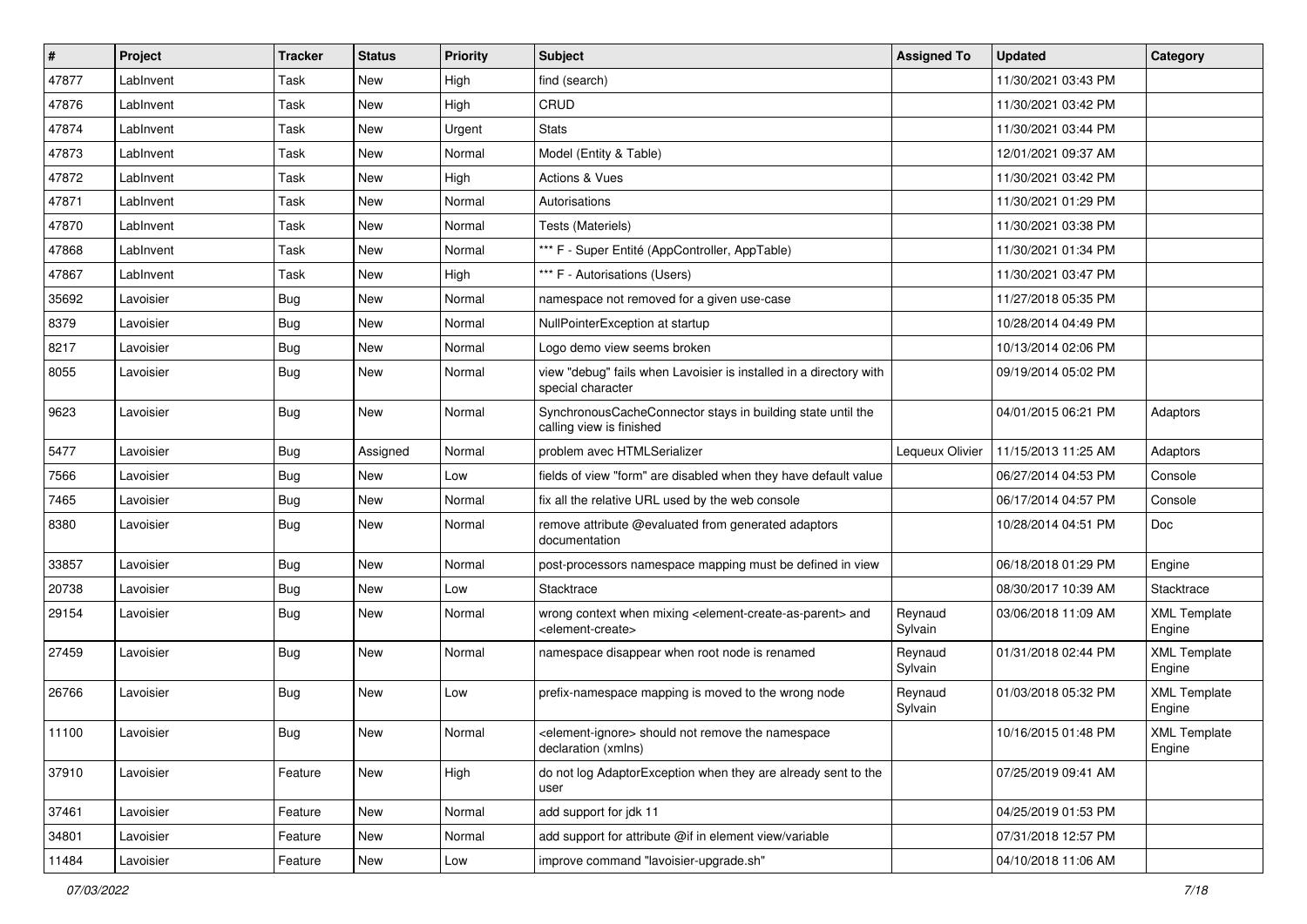| # | Project | Tracker | Status | Priority | Subject | Assigned To | Updated | Category |
|---|---|---|---|---|---|---|---|---|
| 47877 | LabInvent | Task | New | High | find (search) | | 11/30/2021 03:43 PM | |
| 47876 | LabInvent | Task | New | High | CRUD | | 11/30/2021 03:42 PM | |
| 47874 | LabInvent | Task | New | Urgent | Stats | | 11/30/2021 03:44 PM | |
| 47873 | LabInvent | Task | New | Normal | Model (Entity & Table) | | 12/01/2021 09:37 AM | |
| 47872 | LabInvent | Task | New | High | Actions & Vues | | 11/30/2021 03:42 PM | |
| 47871 | LabInvent | Task | New | Normal | Autorisations | | 11/30/2021 01:29 PM | |
| 47870 | LabInvent | Task | New | Normal | Tests (Materiels) | | 11/30/2021 03:38 PM | |
| 47868 | LabInvent | Task | New | Normal | *** F - Super Entité (AppController, AppTable) | | 11/30/2021 01:34 PM | |
| 47867 | LabInvent | Task | New | High | *** F - Autorisations (Users) | | 11/30/2021 03:47 PM | |
| 35692 | Lavoisier | Bug | New | Normal | namespace not removed for a given use-case | | 11/27/2018 05:35 PM | |
| 8379 | Lavoisier | Bug | New | Normal | NullPointerException at startup | | 10/28/2014 04:49 PM | |
| 8217 | Lavoisier | Bug | New | Normal | Logo demo view seems broken | | 10/13/2014 02:06 PM | |
| 8055 | Lavoisier | Bug | New | Normal | view "debug" fails when Lavoisier is installed in a directory with special character | | 09/19/2014 05:02 PM | |
| 9623 | Lavoisier | Bug | New | Normal | SynchronousCacheConnector stays in building state until the calling view is finished | | 04/01/2015 06:21 PM | Adaptors |
| 5477 | Lavoisier | Bug | Assigned | Normal | problem avec HTMLSerializer | Lequeux Olivier | 11/15/2013 11:25 AM | Adaptors |
| 7566 | Lavoisier | Bug | New | Low | fields of view "form" are disabled when they have default value | | 06/27/2014 04:53 PM | Console |
| 7465 | Lavoisier | Bug | New | Normal | fix all the relative URL used by the web console | | 06/17/2014 04:57 PM | Console |
| 8380 | Lavoisier | Bug | New | Normal | remove attribute @evaluated from generated adaptors documentation | | 10/28/2014 04:51 PM | Doc |
| 33857 | Lavoisier | Bug | New | Normal | post-processors namespace mapping must be defined in view | | 06/18/2018 01:29 PM | Engine |
| 20738 | Lavoisier | Bug | New | Low | Stacktrace | | 08/30/2017 10:39 AM | Stacktrace |
| 29154 | Lavoisier | Bug | New | Normal | wrong context when mixing <element-create-as-parent> and <element-create> | Reynaud Sylvain | 03/06/2018 11:09 AM | XML Template Engine |
| 27459 | Lavoisier | Bug | New | Normal | namespace disappear when root node is renamed | Reynaud Sylvain | 01/31/2018 02:44 PM | XML Template Engine |
| 26766 | Lavoisier | Bug | New | Low | prefix-namespace mapping is moved to the wrong node | Reynaud Sylvain | 01/03/2018 05:32 PM | XML Template Engine |
| 11100 | Lavoisier | Bug | New | Normal | <element-ignore> should not remove the namespace declaration (xmlns) | | 10/16/2015 01:48 PM | XML Template Engine |
| 37910 | Lavoisier | Feature | New | High | do not log AdaptorException when they are already sent to the user | | 07/25/2019 09:41 AM | |
| 37461 | Lavoisier | Feature | New | Normal | add support for jdk 11 | | 04/25/2019 01:53 PM | |
| 34801 | Lavoisier | Feature | New | Normal | add support for attribute @if in element view/variable | | 07/31/2018 12:57 PM | |
| 11484 | Lavoisier | Feature | New | Low | improve command "lavoisier-upgrade.sh" | | 04/10/2018 11:06 AM | |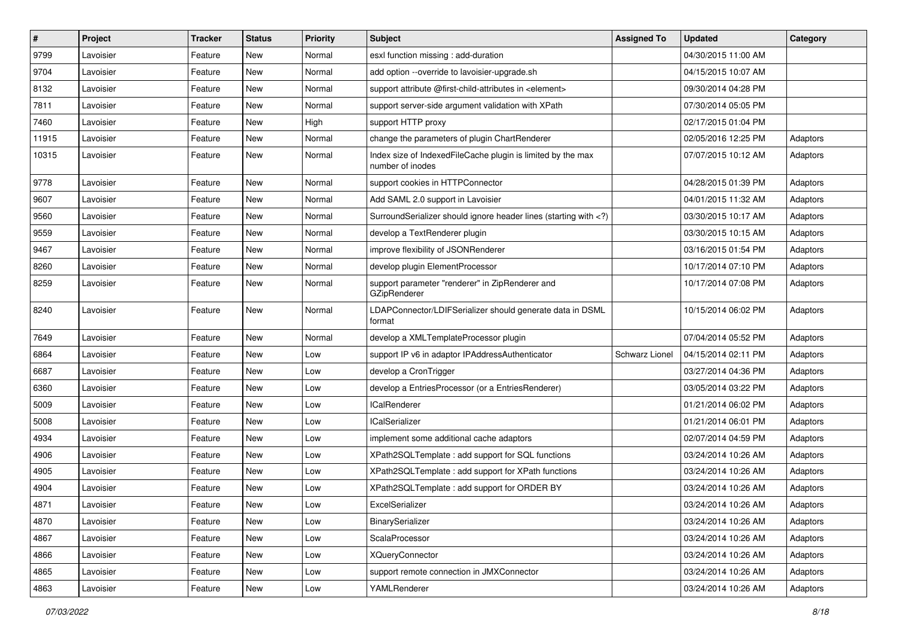| # | Project | Tracker | Status | Priority | Subject | Assigned To | Updated | Category |
| --- | --- | --- | --- | --- | --- | --- | --- | --- |
| 9799 | Lavoisier | Feature | New | Normal | esxl function missing : add-duration | | 04/30/2015 11:00 AM | |
| 9704 | Lavoisier | Feature | New | Normal | add option --override to lavoisier-upgrade.sh | | 04/15/2015 10:07 AM | |
| 8132 | Lavoisier | Feature | New | Normal | support attribute @first-child-attributes in <element> | | 09/30/2014 04:28 PM | |
| 7811 | Lavoisier | Feature | New | Normal | support server-side argument validation with XPath | | 07/30/2014 05:05 PM | |
| 7460 | Lavoisier | Feature | New | High | support HTTP proxy | | 02/17/2015 01:04 PM | |
| 11915 | Lavoisier | Feature | New | Normal | change the parameters of plugin ChartRenderer | | 02/05/2016 12:25 PM | Adaptors |
| 10315 | Lavoisier | Feature | New | Normal | Index size of IndexedFileCache plugin is limited by the max number of inodes | | 07/07/2015 10:12 AM | Adaptors |
| 9778 | Lavoisier | Feature | New | Normal | support cookies in HTTPConnector | | 04/28/2015 01:39 PM | Adaptors |
| 9607 | Lavoisier | Feature | New | Normal | Add SAML 2.0 support in Lavoisier | | 04/01/2015 11:32 AM | Adaptors |
| 9560 | Lavoisier | Feature | New | Normal | SurroundSerializer should ignore header lines (starting with <?) | | 03/30/2015 10:17 AM | Adaptors |
| 9559 | Lavoisier | Feature | New | Normal | develop a TextRenderer plugin | | 03/30/2015 10:15 AM | Adaptors |
| 9467 | Lavoisier | Feature | New | Normal | improve flexibility of JSONRenderer | | 03/16/2015 01:54 PM | Adaptors |
| 8260 | Lavoisier | Feature | New | Normal | develop plugin ElementProcessor | | 10/17/2014 07:10 PM | Adaptors |
| 8259 | Lavoisier | Feature | New | Normal | support parameter "renderer" in ZipRenderer and GZipRenderer | | 10/17/2014 07:08 PM | Adaptors |
| 8240 | Lavoisier | Feature | New | Normal | LDAPConnector/LDIFSerializer should generate data in DSML format | | 10/15/2014 06:02 PM | Adaptors |
| 7649 | Lavoisier | Feature | New | Normal | develop a XMLTemplateProcessor plugin | | 07/04/2014 05:52 PM | Adaptors |
| 6864 | Lavoisier | Feature | New | Low | support IP v6 in adaptor IPAddressAuthenticator | Schwarz Lionel | 04/15/2014 02:11 PM | Adaptors |
| 6687 | Lavoisier | Feature | New | Low | develop a CronTrigger | | 03/27/2014 04:36 PM | Adaptors |
| 6360 | Lavoisier | Feature | New | Low | develop a EntriesProcessor (or a EntriesRenderer) | | 03/05/2014 03:22 PM | Adaptors |
| 5009 | Lavoisier | Feature | New | Low | ICalRenderer | | 01/21/2014 06:02 PM | Adaptors |
| 5008 | Lavoisier | Feature | New | Low | ICalSerializer | | 01/21/2014 06:01 PM | Adaptors |
| 4934 | Lavoisier | Feature | New | Low | implement some additional cache adaptors | | 02/07/2014 04:59 PM | Adaptors |
| 4906 | Lavoisier | Feature | New | Low | XPath2SQLTemplate : add support for SQL functions | | 03/24/2014 10:26 AM | Adaptors |
| 4905 | Lavoisier | Feature | New | Low | XPath2SQLTemplate : add support for XPath functions | | 03/24/2014 10:26 AM | Adaptors |
| 4904 | Lavoisier | Feature | New | Low | XPath2SQLTemplate : add support for ORDER BY | | 03/24/2014 10:26 AM | Adaptors |
| 4871 | Lavoisier | Feature | New | Low | ExcelSerializer | | 03/24/2014 10:26 AM | Adaptors |
| 4870 | Lavoisier | Feature | New | Low | BinarySerializer | | 03/24/2014 10:26 AM | Adaptors |
| 4867 | Lavoisier | Feature | New | Low | ScalaProcessor | | 03/24/2014 10:26 AM | Adaptors |
| 4866 | Lavoisier | Feature | New | Low | XQueryConnector | | 03/24/2014 10:26 AM | Adaptors |
| 4865 | Lavoisier | Feature | New | Low | support remote connection in JMXConnector | | 03/24/2014 10:26 AM | Adaptors |
| 4863 | Lavoisier | Feature | New | Low | YAMLRenderer | | 03/24/2014 10:26 AM | Adaptors |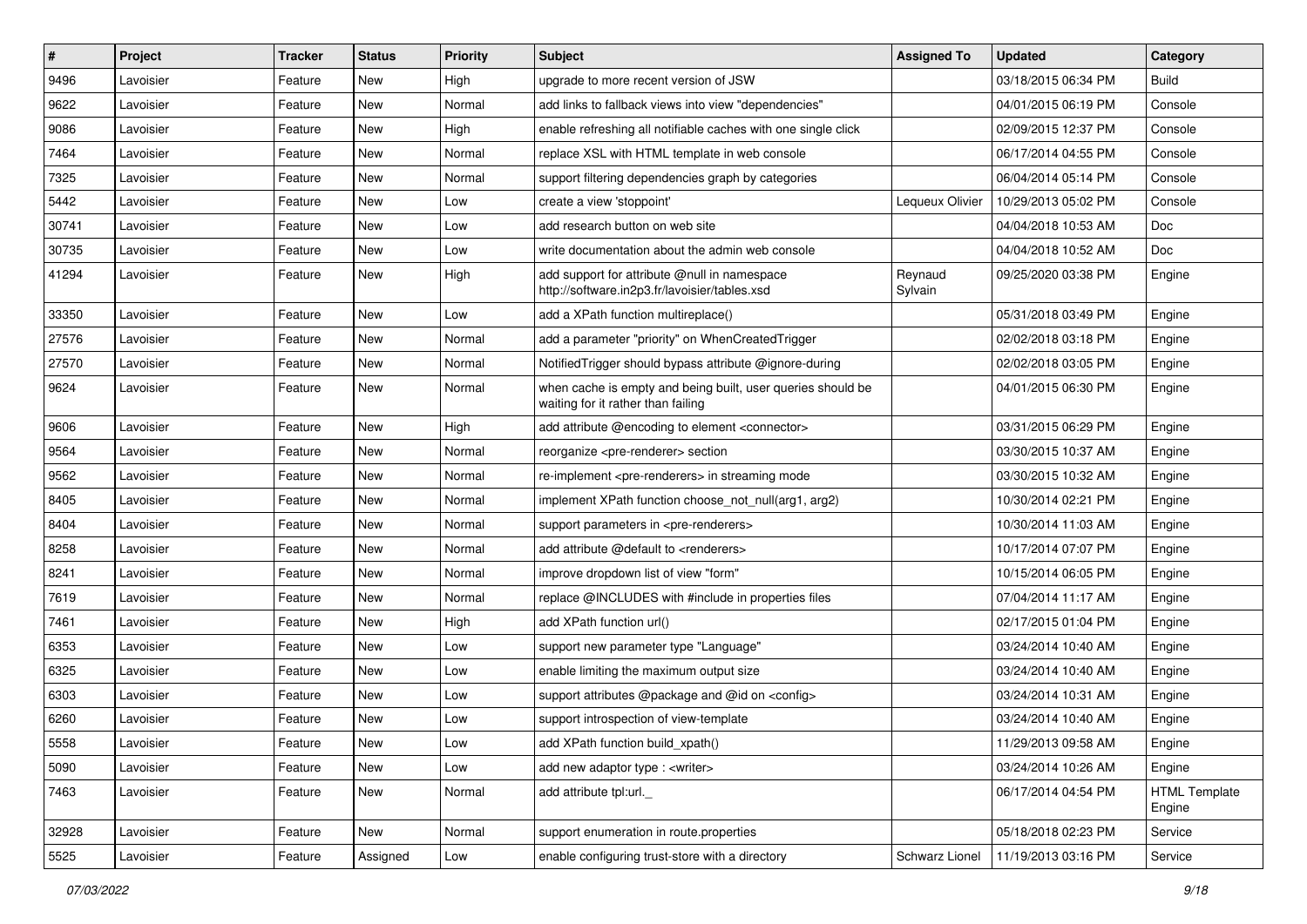| # | Project | Tracker | Status | Priority | Subject | Assigned To | Updated | Category |
|---|---|---|---|---|---|---|---|---|
| 9496 | Lavoisier | Feature | New | High | upgrade to more recent version of JSW | | 03/18/2015 06:34 PM | Build |
| 9622 | Lavoisier | Feature | New | Normal | add links to fallback views into view "dependencies" | | 04/01/2015 06:19 PM | Console |
| 9086 | Lavoisier | Feature | New | High | enable refreshing all notifiable caches with one single click | | 02/09/2015 12:37 PM | Console |
| 7464 | Lavoisier | Feature | New | Normal | replace XSL with HTML template in web console | | 06/17/2014 04:55 PM | Console |
| 7325 | Lavoisier | Feature | New | Normal | support filtering dependencies graph by categories | | 06/04/2014 05:14 PM | Console |
| 5442 | Lavoisier | Feature | New | Low | create a view 'stoppoint' | Lequeux Olivier | 10/29/2013 05:02 PM | Console |
| 30741 | Lavoisier | Feature | New | Low | add research button on web site | | 04/04/2018 10:53 AM | Doc |
| 30735 | Lavoisier | Feature | New | Low | write documentation about the admin web console | | 04/04/2018 10:52 AM | Doc |
| 41294 | Lavoisier | Feature | New | High | add support for attribute @null in namespace http://software.in2p3.fr/lavoisier/tables.xsd | Reynaud Sylvain | 09/25/2020 03:38 PM | Engine |
| 33350 | Lavoisier | Feature | New | Low | add a XPath function multireplace() | | 05/31/2018 03:49 PM | Engine |
| 27576 | Lavoisier | Feature | New | Normal | add a parameter "priority" on WhenCreatedTrigger | | 02/02/2018 03:18 PM | Engine |
| 27570 | Lavoisier | Feature | New | Normal | NotifiedTrigger should bypass attribute @ignore-during | | 02/02/2018 03:05 PM | Engine |
| 9624 | Lavoisier | Feature | New | Normal | when cache is empty and being built, user queries should be waiting for it rather than failing | | 04/01/2015 06:30 PM | Engine |
| 9606 | Lavoisier | Feature | New | High | add attribute @encoding to element <connector> | | 03/31/2015 06:29 PM | Engine |
| 9564 | Lavoisier | Feature | New | Normal | reorganize <pre-renderer> section | | 03/30/2015 10:37 AM | Engine |
| 9562 | Lavoisier | Feature | New | Normal | re-implement <pre-renderers> in streaming mode | | 03/30/2015 10:32 AM | Engine |
| 8405 | Lavoisier | Feature | New | Normal | implement XPath function choose_not_null(arg1, arg2) | | 10/30/2014 02:21 PM | Engine |
| 8404 | Lavoisier | Feature | New | Normal | support parameters in <pre-renderers> | | 10/30/2014 11:03 AM | Engine |
| 8258 | Lavoisier | Feature | New | Normal | add attribute @default to <renderers> | | 10/17/2014 07:07 PM | Engine |
| 8241 | Lavoisier | Feature | New | Normal | improve dropdown list of view "form" | | 10/15/2014 06:05 PM | Engine |
| 7619 | Lavoisier | Feature | New | Normal | replace @INCLUDES with #include in properties files | | 07/04/2014 11:17 AM | Engine |
| 7461 | Lavoisier | Feature | New | High | add XPath function url() | | 02/17/2015 01:04 PM | Engine |
| 6353 | Lavoisier | Feature | New | Low | support new parameter type "Language" | | 03/24/2014 10:40 AM | Engine |
| 6325 | Lavoisier | Feature | New | Low | enable limiting the maximum output size | | 03/24/2014 10:40 AM | Engine |
| 6303 | Lavoisier | Feature | New | Low | support attributes @package and @id on <config> | | 03/24/2014 10:31 AM | Engine |
| 6260 | Lavoisier | Feature | New | Low | support introspection of view-template | | 03/24/2014 10:40 AM | Engine |
| 5558 | Lavoisier | Feature | New | Low | add XPath function build_xpath() | | 11/29/2013 09:58 AM | Engine |
| 5090 | Lavoisier | Feature | New | Low | add new adaptor type : <writer> | | 03/24/2014 10:26 AM | Engine |
| 7463 | Lavoisier | Feature | New | Normal | add attribute tpl:url._ | | 06/17/2014 04:54 PM | HTML Template Engine |
| 32928 | Lavoisier | Feature | New | Normal | support enumeration in route.properties | | 05/18/2018 02:23 PM | Service |
| 5525 | Lavoisier | Feature | Assigned | Low | enable configuring trust-store with a directory | Schwarz Lionel | 11/19/2013 03:16 PM | Service |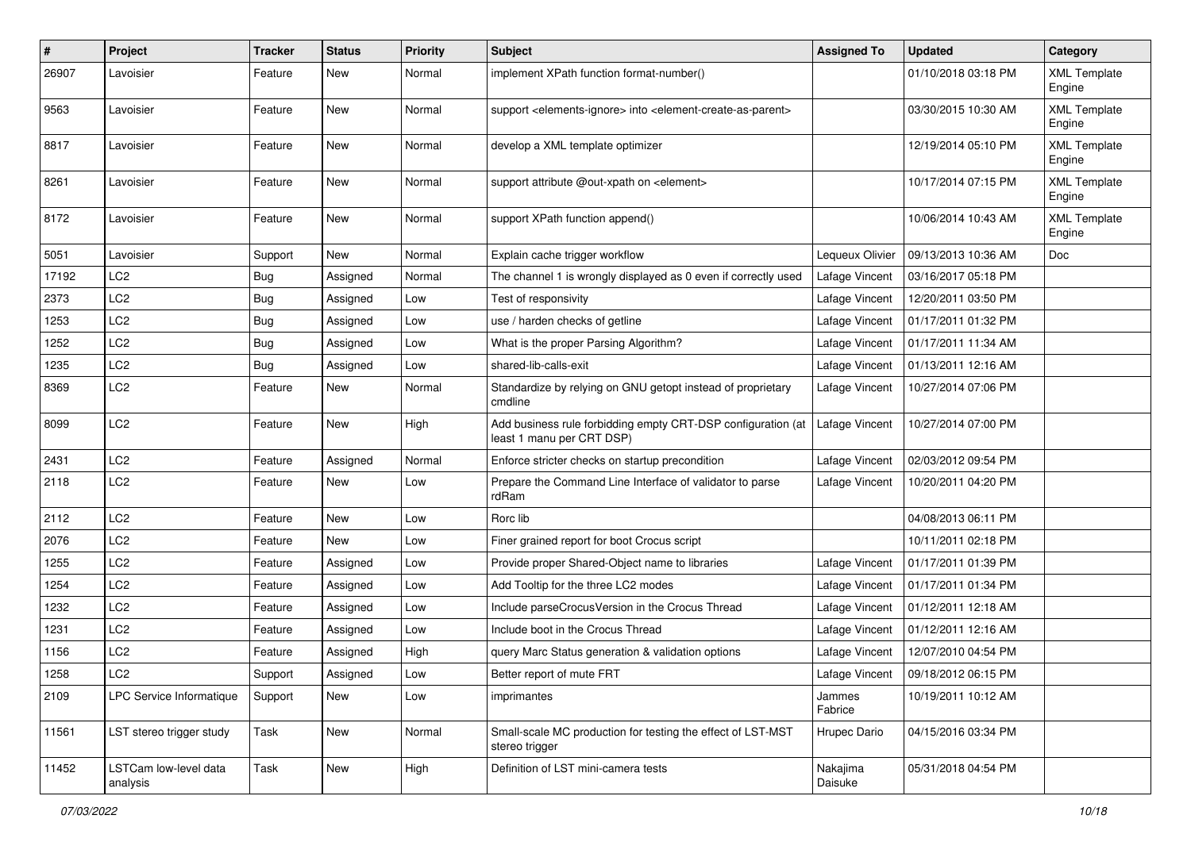| # | Project | Tracker | Status | Priority | Subject | Assigned To | Updated | Category |
|---|---|---|---|---|---|---|---|---|
| 26907 | Lavoisier | Feature | New | Normal | implement XPath function format-number() | | 01/10/2018 03:18 PM | XML Template Engine |
| 9563 | Lavoisier | Feature | New | Normal | support <elements-ignore> into <element-create-as-parent> | | 03/30/2015 10:30 AM | XML Template Engine |
| 8817 | Lavoisier | Feature | New | Normal | develop a XML template optimizer | | 12/19/2014 05:10 PM | XML Template Engine |
| 8261 | Lavoisier | Feature | New | Normal | support attribute @out-xpath on <element> | | 10/17/2014 07:15 PM | XML Template Engine |
| 8172 | Lavoisier | Feature | New | Normal | support XPath function append() | | 10/06/2014 10:43 AM | XML Template Engine |
| 5051 | Lavoisier | Support | New | Normal | Explain cache trigger workflow | Lequeux Olivier | 09/13/2013 10:36 AM | Doc |
| 17192 | LC2 | Bug | Assigned | Normal | The channel 1 is wrongly displayed as 0 even if correctly used | Lafage Vincent | 03/16/2017 05:18 PM | |
| 2373 | LC2 | Bug | Assigned | Low | Test of responsivity | Lafage Vincent | 12/20/2011 03:50 PM | |
| 1253 | LC2 | Bug | Assigned | Low | use / harden checks of getline | Lafage Vincent | 01/17/2011 01:32 PM | |
| 1252 | LC2 | Bug | Assigned | Low | What is the proper Parsing Algorithm? | Lafage Vincent | 01/17/2011 11:34 AM | |
| 1235 | LC2 | Bug | Assigned | Low | shared-lib-calls-exit | Lafage Vincent | 01/13/2011 12:16 AM | |
| 8369 | LC2 | Feature | New | Normal | Standardize by relying on GNU getopt instead of proprietary cmdline | Lafage Vincent | 10/27/2014 07:06 PM | |
| 8099 | LC2 | Feature | New | High | Add business rule forbidding empty CRT-DSP configuration (at least 1 manu per CRT DSP) | Lafage Vincent | 10/27/2014 07:00 PM | |
| 2431 | LC2 | Feature | Assigned | Normal | Enforce stricter checks on startup precondition | Lafage Vincent | 02/03/2012 09:54 PM | |
| 2118 | LC2 | Feature | New | Low | Prepare the Command Line Interface of validator to parse rdRam | Lafage Vincent | 10/20/2011 04:20 PM | |
| 2112 | LC2 | Feature | New | Low | Rorc lib | | 04/08/2013 06:11 PM | |
| 2076 | LC2 | Feature | New | Low | Finer grained report for boot Crocus script | | 10/11/2011 02:18 PM | |
| 1255 | LC2 | Feature | Assigned | Low | Provide proper Shared-Object name to libraries | Lafage Vincent | 01/17/2011 01:39 PM | |
| 1254 | LC2 | Feature | Assigned | Low | Add Tooltip for the three LC2 modes | Lafage Vincent | 01/17/2011 01:34 PM | |
| 1232 | LC2 | Feature | Assigned | Low | Include parseCrocusVersion in the Crocus Thread | Lafage Vincent | 01/12/2011 12:18 AM | |
| 1231 | LC2 | Feature | Assigned | Low | Include boot in the Crocus Thread | Lafage Vincent | 01/12/2011 12:16 AM | |
| 1156 | LC2 | Feature | Assigned | High | query Marc Status generation & validation options | Lafage Vincent | 12/07/2010 04:54 PM | |
| 1258 | LC2 | Support | Assigned | Low | Better report of mute FRT | Lafage Vincent | 09/18/2012 06:15 PM | |
| 2109 | LPC Service Informatique | Support | New | Low | imprimantes | Jammes Fabrice | 10/19/2011 10:12 AM | |
| 11561 | LST stereo trigger study | Task | New | Normal | Small-scale MC production for testing the effect of LST-MST stereo trigger | Hrupec Dario | 04/15/2016 03:34 PM | |
| 11452 | LSTCam low-level data analysis | Task | New | High | Definition of LST mini-camera tests | Nakajima Daisuke | 05/31/2018 04:54 PM | |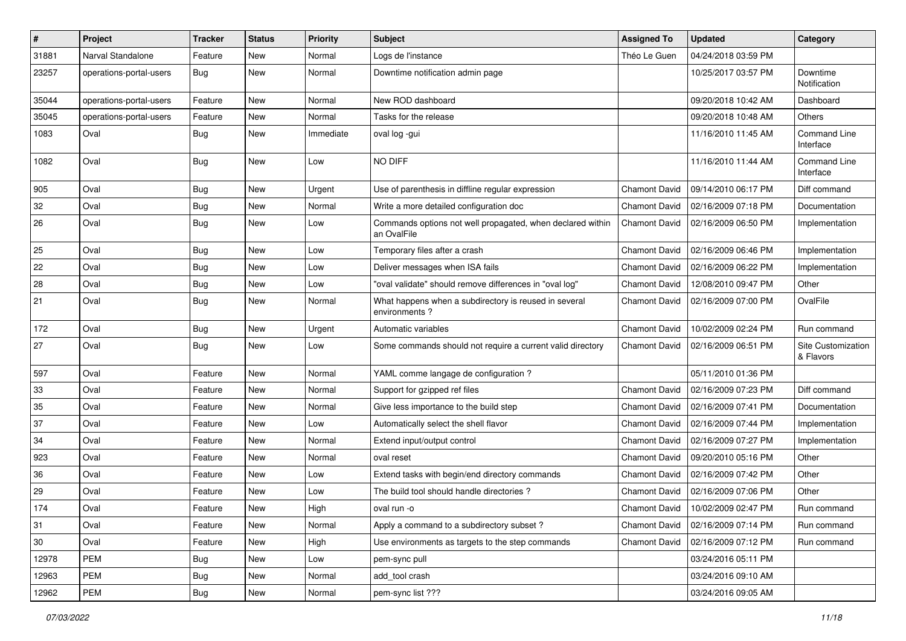| # | Project | Tracker | Status | Priority | Subject | Assigned To | Updated | Category |
|---|---|---|---|---|---|---|---|---|
| 31881 | Narval Standalone | Feature | New | Normal | Logs de l'instance | Théo Le Guen | 04/24/2018 03:59 PM | |
| 23257 | operations-portal-users | Bug | New | Normal | Downtime notification admin page | | 10/25/2017 03:57 PM | Downtime Notification |
| 35044 | operations-portal-users | Feature | New | Normal | New ROD dashboard | | 09/20/2018 10:42 AM | Dashboard |
| 35045 | operations-portal-users | Feature | New | Normal | Tasks for the release | | 09/20/2018 10:48 AM | Others |
| 1083 | Oval | Bug | New | Immediate | oval log -gui | | 11/16/2010 11:45 AM | Command Line Interface |
| 1082 | Oval | Bug | New | Low | NO DIFF | | 11/16/2010 11:44 AM | Command Line Interface |
| 905 | Oval | Bug | New | Urgent | Use of parenthesis in diffline regular expression | Chamont David | 09/14/2010 06:17 PM | Diff command |
| 32 | Oval | Bug | New | Normal | Write a more detailed configuration doc | Chamont David | 02/16/2009 07:18 PM | Documentation |
| 26 | Oval | Bug | New | Low | Commands options not well propagated, when declared within an OvalFile | Chamont David | 02/16/2009 06:50 PM | Implementation |
| 25 | Oval | Bug | New | Low | Temporary files after a crash | Chamont David | 02/16/2009 06:46 PM | Implementation |
| 22 | Oval | Bug | New | Low | Deliver messages when ISA fails | Chamont David | 02/16/2009 06:22 PM | Implementation |
| 28 | Oval | Bug | New | Low | "oval validate" should remove differences in "oval log" | Chamont David | 12/08/2010 09:47 PM | Other |
| 21 | Oval | Bug | New | Normal | What happens when a subdirectory is reused in several environments ? | Chamont David | 02/16/2009 07:00 PM | OvalFile |
| 172 | Oval | Bug | New | Urgent | Automatic variables | Chamont David | 10/02/2009 02:24 PM | Run command |
| 27 | Oval | Bug | New | Low | Some commands should not require a current valid directory | Chamont David | 02/16/2009 06:51 PM | Site Customization & Flavors |
| 597 | Oval | Feature | New | Normal | YAML comme langage de configuration ? | | 05/11/2010 01:36 PM | |
| 33 | Oval | Feature | New | Normal | Support for gzipped ref files | Chamont David | 02/16/2009 07:23 PM | Diff command |
| 35 | Oval | Feature | New | Normal | Give less importance to the build step | Chamont David | 02/16/2009 07:41 PM | Documentation |
| 37 | Oval | Feature | New | Low | Automatically select the shell flavor | Chamont David | 02/16/2009 07:44 PM | Implementation |
| 34 | Oval | Feature | New | Normal | Extend input/output control | Chamont David | 02/16/2009 07:27 PM | Implementation |
| 923 | Oval | Feature | New | Normal | oval reset | Chamont David | 09/20/2010 05:16 PM | Other |
| 36 | Oval | Feature | New | Low | Extend tasks with begin/end directory commands | Chamont David | 02/16/2009 07:42 PM | Other |
| 29 | Oval | Feature | New | Low | The build tool should handle directories ? | Chamont David | 02/16/2009 07:06 PM | Other |
| 174 | Oval | Feature | New | High | oval run -o | Chamont David | 10/02/2009 02:47 PM | Run command |
| 31 | Oval | Feature | New | Normal | Apply a command to a subdirectory subset ? | Chamont David | 02/16/2009 07:14 PM | Run command |
| 30 | Oval | Feature | New | High | Use environments as targets to the step commands | Chamont David | 02/16/2009 07:12 PM | Run command |
| 12978 | PEM | Bug | New | Low | pem-sync pull | | 03/24/2016 05:11 PM | |
| 12963 | PEM | Bug | New | Normal | add_tool crash | | 03/24/2016 09:10 AM | |
| 12962 | PEM | Bug | New | Normal | pem-sync list ??? | | 03/24/2016 09:05 AM | |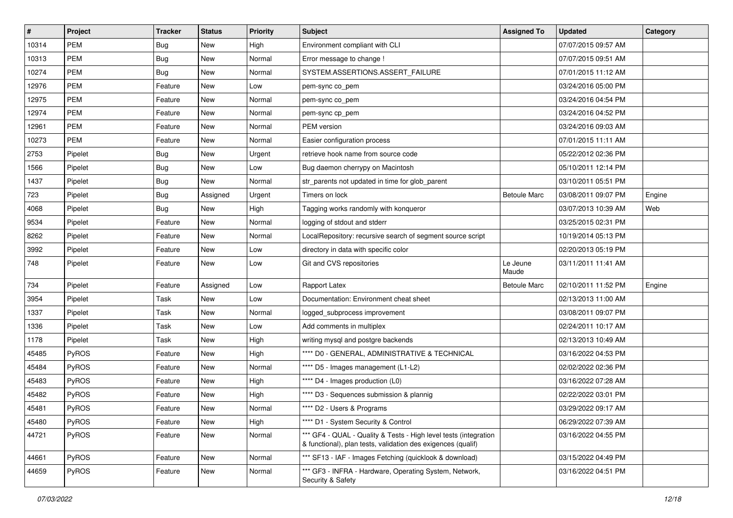| # | Project | Tracker | Status | Priority | Subject | Assigned To | Updated | Category |
|---|---|---|---|---|---|---|---|---|
| 10314 | PEM | Bug | New | High | Environment compliant with CLI | | 07/07/2015 09:57 AM | |
| 10313 | PEM | Bug | New | Normal | Error message to change ! | | 07/07/2015 09:51 AM | |
| 10274 | PEM | Bug | New | Normal | SYSTEM.ASSERTIONS.ASSERT_FAILURE | | 07/01/2015 11:12 AM | |
| 12976 | PEM | Feature | New | Low | pem-sync co_pem | | 03/24/2016 05:00 PM | |
| 12975 | PEM | Feature | New | Normal | pem-sync co_pem | | 03/24/2016 04:54 PM | |
| 12974 | PEM | Feature | New | Normal | pem-sync cp_pem | | 03/24/2016 04:52 PM | |
| 12961 | PEM | Feature | New | Normal | PEM version | | 03/24/2016 09:03 AM | |
| 10273 | PEM | Feature | New | Normal | Easier configuration process | | 07/01/2015 11:11 AM | |
| 2753 | Pipelet | Bug | New | Urgent | retrieve hook name from source code | | 05/22/2012 02:36 PM | |
| 1566 | Pipelet | Bug | New | Low | Bug daemon cherrypy on Macintosh | | 05/10/2011 12:14 PM | |
| 1437 | Pipelet | Bug | New | Normal | str_parents not updated in time for glob_parent | | 03/10/2011 05:51 PM | |
| 723 | Pipelet | Bug | Assigned | Urgent | Timers on lock | Betoule Marc | 03/08/2011 09:07 PM | Engine |
| 4068 | Pipelet | Bug | New | High | Tagging works randomly with konqueror | | 03/07/2013 10:39 AM | Web |
| 9534 | Pipelet | Feature | New | Normal | logging of stdout and stderr | | 03/25/2015 02:31 PM | |
| 8262 | Pipelet | Feature | New | Normal | LocalRepository: recursive search of segment source script | | 10/19/2014 05:13 PM | |
| 3992 | Pipelet | Feature | New | Low | directory in data with specific color | | 02/20/2013 05:19 PM | |
| 748 | Pipelet | Feature | New | Low | Git and CVS repositories | Le Jeune Maude | 03/11/2011 11:41 AM | |
| 734 | Pipelet | Feature | Assigned | Low | Rapport Latex | Betoule Marc | 02/10/2011 11:52 PM | Engine |
| 3954 | Pipelet | Task | New | Low | Documentation: Environment cheat sheet | | 02/13/2013 11:00 AM | |
| 1337 | Pipelet | Task | New | Normal | logged_subprocess improvement | | 03/08/2011 09:07 PM | |
| 1336 | Pipelet | Task | New | Low | Add comments in multiplex | | 02/24/2011 10:17 AM | |
| 1178 | Pipelet | Task | New | High | writing mysql and postgre backends | | 02/13/2013 10:49 AM | |
| 45485 | PyROS | Feature | New | High | **** D0 - GENERAL, ADMINISTRATIVE & TECHNICAL | | 03/16/2022 04:53 PM | |
| 45484 | PyROS | Feature | New | Normal | **** D5 - Images management (L1-L2) | | 02/02/2022 02:36 PM | |
| 45483 | PyROS | Feature | New | High | **** D4 - Images production (L0) | | 03/16/2022 07:28 AM | |
| 45482 | PyROS | Feature | New | High | **** D3 - Sequences submission & plannig | | 02/22/2022 03:01 PM | |
| 45481 | PyROS | Feature | New | Normal | **** D2 - Users & Programs | | 03/29/2022 09:17 AM | |
| 45480 | PyROS | Feature | New | High | **** D1 - System Security & Control | | 06/29/2022 07:39 AM | |
| 44721 | PyROS | Feature | New | Normal | *** GF4 - QUAL - Quality & Tests - High level tests (integration & functional), plan tests, validation des exigences (qualif) | | 03/16/2022 04:55 PM | |
| 44661 | PyROS | Feature | New | Normal | *** SF13 - IAF - Images Fetching (quicklook & download) | | 03/15/2022 04:49 PM | |
| 44659 | PyROS | Feature | New | Normal | *** GF3 - INFRA - Hardware, Operating System, Network, Security & Safety | | 03/16/2022 04:51 PM | |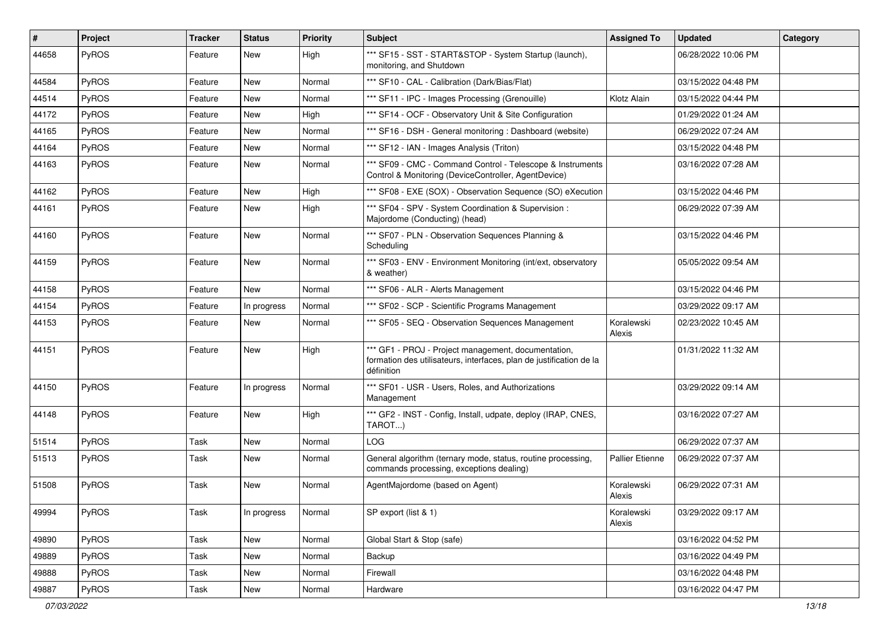| # | Project | Tracker | Status | Priority | Subject | Assigned To | Updated | Category |
|---|---|---|---|---|---|---|---|---|
| 44658 | PyROS | Feature | New | High | *** SF15 - SST - START&STOP - System Startup (launch), monitoring, and Shutdown | | 06/28/2022 10:06 PM | |
| 44584 | PyROS | Feature | New | Normal | *** SF10 - CAL - Calibration (Dark/Bias/Flat) | | 03/15/2022 04:48 PM | |
| 44514 | PyROS | Feature | New | Normal | *** SF11 - IPC - Images Processing (Grenouille) | Klotz Alain | 03/15/2022 04:44 PM | |
| 44172 | PyROS | Feature | New | High | *** SF14 - OCF - Observatory Unit & Site Configuration | | 01/29/2022 01:24 AM | |
| 44165 | PyROS | Feature | New | Normal | *** SF16 - DSH - General monitoring : Dashboard (website) | | 06/29/2022 07:24 AM | |
| 44164 | PyROS | Feature | New | Normal | *** SF12 - IAN - Images Analysis (Triton) | | 03/15/2022 04:48 PM | |
| 44163 | PyROS | Feature | New | Normal | *** SF09 - CMC - Command Control - Telescope & Instruments Control & Monitoring (DeviceController, AgentDevice) | | 03/16/2022 07:28 AM | |
| 44162 | PyROS | Feature | New | High | *** SF08 - EXE (SOX) - Observation Sequence (SO) eXecution | | 03/15/2022 04:46 PM | |
| 44161 | PyROS | Feature | New | High | *** SF04 - SPV - System Coordination & Supervision : Majordome (Conducting) (head) | | 06/29/2022 07:39 AM | |
| 44160 | PyROS | Feature | New | Normal | *** SF07 - PLN - Observation Sequences Planning & Scheduling | | 03/15/2022 04:46 PM | |
| 44159 | PyROS | Feature | New | Normal | *** SF03 - ENV - Environment Monitoring (int/ext, observatory & weather) | | 05/05/2022 09:54 AM | |
| 44158 | PyROS | Feature | New | Normal | *** SF06 - ALR - Alerts Management | | 03/15/2022 04:46 PM | |
| 44154 | PyROS | Feature | In progress | Normal | *** SF02 - SCP - Scientific Programs Management | | 03/29/2022 09:17 AM | |
| 44153 | PyROS | Feature | New | Normal | *** SF05 - SEQ - Observation Sequences Management | Koralewski Alexis | 02/23/2022 10:45 AM | |
| 44151 | PyROS | Feature | New | High | *** GF1 - PROJ - Project management, documentation, formation des utilisateurs, interfaces, plan de justification de la définition | | 01/31/2022 11:32 AM | |
| 44150 | PyROS | Feature | In progress | Normal | *** SF01 - USR - Users, Roles, and Authorizations Management | | 03/29/2022 09:14 AM | |
| 44148 | PyROS | Feature | New | High | *** GF2 - INST - Config, Install, udpate, deploy (IRAP, CNES, TAROT...) | | 03/16/2022 07:27 AM | |
| 51514 | PyROS | Task | New | Normal | LOG | | 06/29/2022 07:37 AM | |
| 51513 | PyROS | Task | New | Normal | General algorithm (ternary mode, status, routine processing, commands processing, exceptions dealing) | Pallier Etienne | 06/29/2022 07:37 AM | |
| 51508 | PyROS | Task | New | Normal | AgentMajordome (based on Agent) | Koralewski Alexis | 06/29/2022 07:31 AM | |
| 49994 | PyROS | Task | In progress | Normal | SP export (list & 1) | Koralewski Alexis | 03/29/2022 09:17 AM | |
| 49890 | PyROS | Task | New | Normal | Global Start & Stop (safe) | | 03/16/2022 04:52 PM | |
| 49889 | PyROS | Task | New | Normal | Backup | | 03/16/2022 04:49 PM | |
| 49888 | PyROS | Task | New | Normal | Firewall | | 03/16/2022 04:48 PM | |
| 49887 | PyROS | Task | New | Normal | Hardware | | 03/16/2022 04:47 PM | |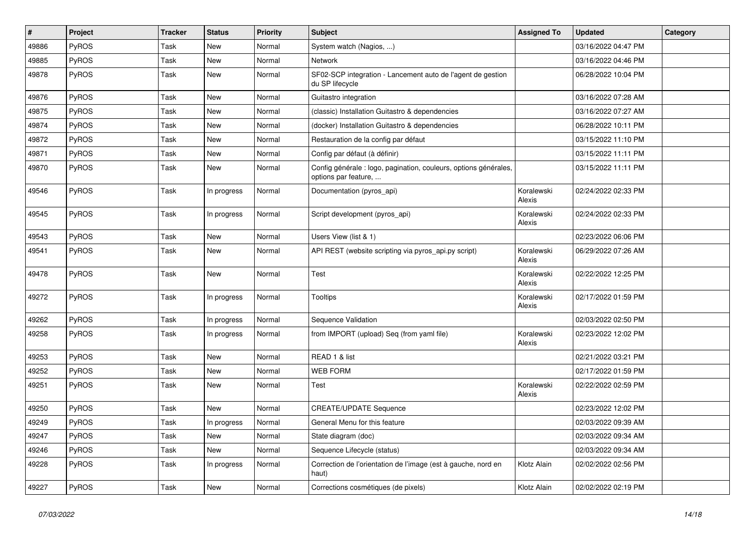| # | Project | Tracker | Status | Priority | Subject | Assigned To | Updated | Category |
|---|---|---|---|---|---|---|---|---|
| 49886 | PyROS | Task | New | Normal | System watch (Nagios, ...) | | 03/16/2022 04:47 PM | |
| 49885 | PyROS | Task | New | Normal | Network | | 03/16/2022 04:46 PM | |
| 49878 | PyROS | Task | New | Normal | SF02-SCP integration - Lancement auto de l'agent de gestion du SP lifecycle | | 06/28/2022 10:04 PM | |
| 49876 | PyROS | Task | New | Normal | Guitastro integration | | 03/16/2022 07:28 AM | |
| 49875 | PyROS | Task | New | Normal | (classic) Installation Guitastro & dependencies | | 03/16/2022 07:27 AM | |
| 49874 | PyROS | Task | New | Normal | (docker) Installation Guitastro & dependencies | | 06/28/2022 10:11 PM | |
| 49872 | PyROS | Task | New | Normal | Restauration de la config par défaut | | 03/15/2022 11:10 PM | |
| 49871 | PyROS | Task | New | Normal | Config par défaut (à définir) | | 03/15/2022 11:11 PM | |
| 49870 | PyROS | Task | New | Normal | Config générale : logo, pagination, couleurs, options générales, options par feature, ... | | 03/15/2022 11:11 PM | |
| 49546 | PyROS | Task | In progress | Normal | Documentation (pyros_api) | Koralewski Alexis | 02/24/2022 02:33 PM | |
| 49545 | PyROS | Task | In progress | Normal | Script development (pyros_api) | Koralewski Alexis | 02/24/2022 02:33 PM | |
| 49543 | PyROS | Task | New | Normal | Users View (list & 1) | | 02/23/2022 06:06 PM | |
| 49541 | PyROS | Task | New | Normal | API REST (website scripting via pyros_api.py script) | Koralewski Alexis | 06/29/2022 07:26 AM | |
| 49478 | PyROS | Task | New | Normal | Test | Koralewski Alexis | 02/22/2022 12:25 PM | |
| 49272 | PyROS | Task | In progress | Normal | Tooltips | Koralewski Alexis | 02/17/2022 01:59 PM | |
| 49262 | PyROS | Task | In progress | Normal | Sequence Validation | | 02/03/2022 02:50 PM | |
| 49258 | PyROS | Task | In progress | Normal | from IMPORT (upload) Seq (from yaml file) | Koralewski Alexis | 02/23/2022 12:02 PM | |
| 49253 | PyROS | Task | New | Normal | READ 1 & list | | 02/21/2022 03:21 PM | |
| 49252 | PyROS | Task | New | Normal | WEB FORM | | 02/17/2022 01:59 PM | |
| 49251 | PyROS | Task | New | Normal | Test | Koralewski Alexis | 02/22/2022 02:59 PM | |
| 49250 | PyROS | Task | New | Normal | CREATE/UPDATE Sequence | | 02/23/2022 12:02 PM | |
| 49249 | PyROS | Task | In progress | Normal | General Menu for this feature | | 02/03/2022 09:39 AM | |
| 49247 | PyROS | Task | New | Normal | State diagram (doc) | | 02/03/2022 09:34 AM | |
| 49246 | PyROS | Task | New | Normal | Sequence Lifecycle (status) | | 02/03/2022 09:34 AM | |
| 49228 | PyROS | Task | In progress | Normal | Correction de l'orientation de l'image (est à gauche, nord en haut) | Klotz Alain | 02/02/2022 02:56 PM | |
| 49227 | PyROS | Task | New | Normal | Corrections cosmétiques (de pixels) | Klotz Alain | 02/02/2022 02:19 PM | |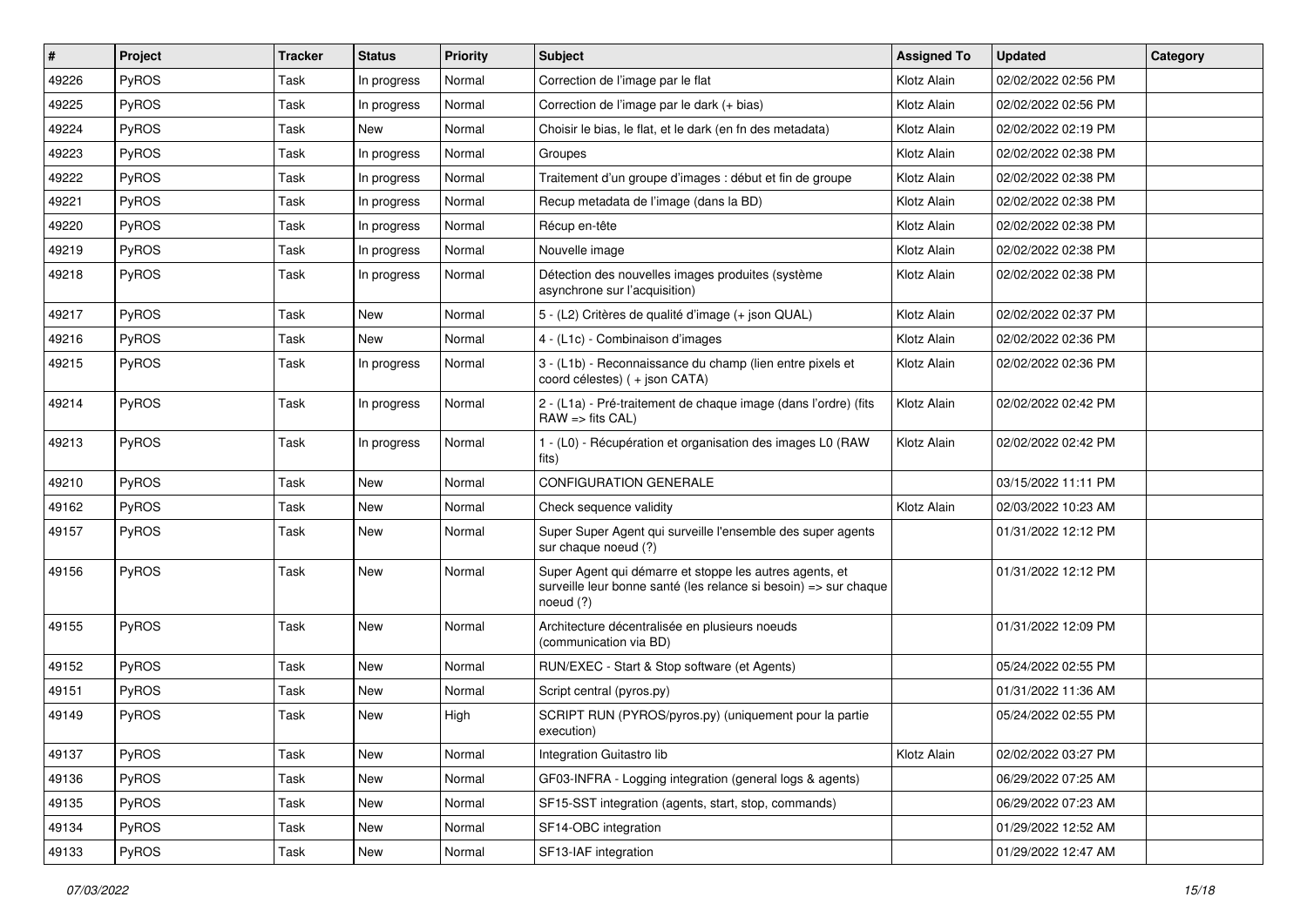| # | Project | Tracker | Status | Priority | Subject | Assigned To | Updated | Category |
|---|---|---|---|---|---|---|---|---|
| 49226 | PyROS | Task | In progress | Normal | Correction de l'image par le flat | Klotz Alain | 02/02/2022 02:56 PM | |
| 49225 | PyROS | Task | In progress | Normal | Correction de l'image par le dark (+ bias) | Klotz Alain | 02/02/2022 02:56 PM | |
| 49224 | PyROS | Task | New | Normal | Choisir le bias, le flat, et le dark (en fn des metadata) | Klotz Alain | 02/02/2022 02:19 PM | |
| 49223 | PyROS | Task | In progress | Normal | Groupes | Klotz Alain | 02/02/2022 02:38 PM | |
| 49222 | PyROS | Task | In progress | Normal | Traitement d'un groupe d'images : début et fin de groupe | Klotz Alain | 02/02/2022 02:38 PM | |
| 49221 | PyROS | Task | In progress | Normal | Recup metadata de l'image (dans la BD) | Klotz Alain | 02/02/2022 02:38 PM | |
| 49220 | PyROS | Task | In progress | Normal | Récup en-tête | Klotz Alain | 02/02/2022 02:38 PM | |
| 49219 | PyROS | Task | In progress | Normal | Nouvelle image | Klotz Alain | 02/02/2022 02:38 PM | |
| 49218 | PyROS | Task | In progress | Normal | Détection des nouvelles images produites (système asynchrone sur l'acquisition) | Klotz Alain | 02/02/2022 02:38 PM | |
| 49217 | PyROS | Task | New | Normal | 5 - (L2) Critères de qualité d'image (+ json QUAL) | Klotz Alain | 02/02/2022 02:37 PM | |
| 49216 | PyROS | Task | New | Normal | 4 - (L1c) - Combinaison d'images | Klotz Alain | 02/02/2022 02:36 PM | |
| 49215 | PyROS | Task | In progress | Normal | 3 - (L1b) - Reconnaissance du champ (lien entre pixels et coord célestes) ( + json CATA) | Klotz Alain | 02/02/2022 02:36 PM | |
| 49214 | PyROS | Task | In progress | Normal | 2 - (L1a) - Pré-traitement de chaque image (dans l'ordre) (fits RAW => fits CAL) | Klotz Alain | 02/02/2022 02:42 PM | |
| 49213 | PyROS | Task | In progress | Normal | 1 - (L0) - Récupération et organisation des images L0 (RAW fits) | Klotz Alain | 02/02/2022 02:42 PM | |
| 49210 | PyROS | Task | New | Normal | CONFIGURATION GENERALE | | 03/15/2022 11:11 PM | |
| 49162 | PyROS | Task | New | Normal | Check sequence validity | Klotz Alain | 02/03/2022 10:23 AM | |
| 49157 | PyROS | Task | New | Normal | Super Super Agent qui surveille l'ensemble des super agents sur chaque noeud (?) | | 01/31/2022 12:12 PM | |
| 49156 | PyROS | Task | New | Normal | Super Agent qui démarre et stoppe les autres agents, et surveille leur bonne santé (les relance si besoin) => sur chaque noeud (?) | | 01/31/2022 12:12 PM | |
| 49155 | PyROS | Task | New | Normal | Architecture décentralisée en plusieurs noeuds (communication via BD) | | 01/31/2022 12:09 PM | |
| 49152 | PyROS | Task | New | Normal | RUN/EXEC - Start & Stop software (et Agents) | | 05/24/2022 02:55 PM | |
| 49151 | PyROS | Task | New | Normal | Script central (pyros.py) | | 01/31/2022 11:36 AM | |
| 49149 | PyROS | Task | New | High | SCRIPT RUN (PYROS/pyros.py) (uniquement pour la partie execution) | | 05/24/2022 02:55 PM | |
| 49137 | PyROS | Task | New | Normal | Integration Guitastro lib | Klotz Alain | 02/02/2022 03:27 PM | |
| 49136 | PyROS | Task | New | Normal | GF03-INFRA - Logging integration (general logs & agents) | | 06/29/2022 07:25 AM | |
| 49135 | PyROS | Task | New | Normal | SF15-SST integration (agents, start, stop, commands) | | 06/29/2022 07:23 AM | |
| 49134 | PyROS | Task | New | Normal | SF14-OBC integration | | 01/29/2022 12:52 AM | |
| 49133 | PyROS | Task | New | Normal | SF13-IAF integration | | 01/29/2022 12:47 AM | |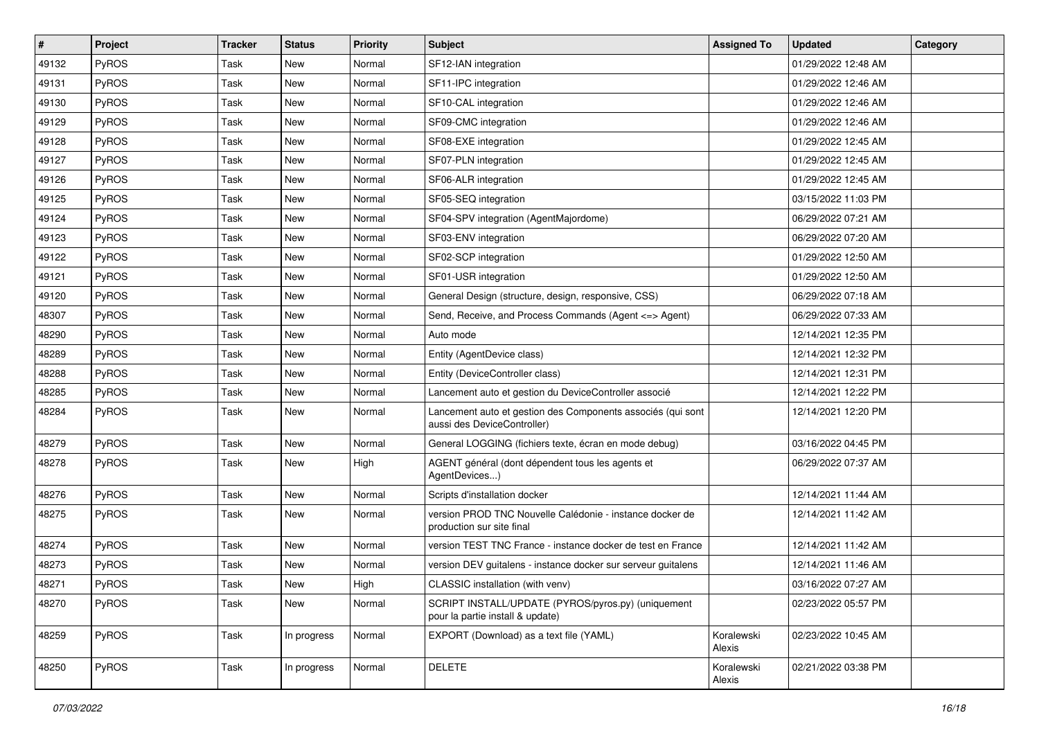| # | Project | Tracker | Status | Priority | Subject | Assigned To | Updated | Category |
|---|---|---|---|---|---|---|---|---|
| 49132 | PyROS | Task | New | Normal | SF12-IAN integration | | 01/29/2022 12:48 AM | |
| 49131 | PyROS | Task | New | Normal | SF11-IPC integration | | 01/29/2022 12:46 AM | |
| 49130 | PyROS | Task | New | Normal | SF10-CAL integration | | 01/29/2022 12:46 AM | |
| 49129 | PyROS | Task | New | Normal | SF09-CMC integration | | 01/29/2022 12:46 AM | |
| 49128 | PyROS | Task | New | Normal | SF08-EXE integration | | 01/29/2022 12:45 AM | |
| 49127 | PyROS | Task | New | Normal | SF07-PLN integration | | 01/29/2022 12:45 AM | |
| 49126 | PyROS | Task | New | Normal | SF06-ALR integration | | 01/29/2022 12:45 AM | |
| 49125 | PyROS | Task | New | Normal | SF05-SEQ integration | | 03/15/2022 11:03 PM | |
| 49124 | PyROS | Task | New | Normal | SF04-SPV integration (AgentMajordome) | | 06/29/2022 07:21 AM | |
| 49123 | PyROS | Task | New | Normal | SF03-ENV integration | | 06/29/2022 07:20 AM | |
| 49122 | PyROS | Task | New | Normal | SF02-SCP integration | | 01/29/2022 12:50 AM | |
| 49121 | PyROS | Task | New | Normal | SF01-USR integration | | 01/29/2022 12:50 AM | |
| 49120 | PyROS | Task | New | Normal | General Design (structure, design, responsive, CSS) | | 06/29/2022 07:18 AM | |
| 48307 | PyROS | Task | New | Normal | Send, Receive, and Process Commands (Agent <=> Agent) | | 06/29/2022 07:33 AM | |
| 48290 | PyROS | Task | New | Normal | Auto mode | | 12/14/2021 12:35 PM | |
| 48289 | PyROS | Task | New | Normal | Entity (AgentDevice class) | | 12/14/2021 12:32 PM | |
| 48288 | PyROS | Task | New | Normal | Entity (DeviceController class) | | 12/14/2021 12:31 PM | |
| 48285 | PyROS | Task | New | Normal | Lancement auto et gestion du DeviceController associé | | 12/14/2021 12:22 PM | |
| 48284 | PyROS | Task | New | Normal | Lancement auto et gestion des Components associés (qui sont aussi des DeviceController) | | 12/14/2021 12:20 PM | |
| 48279 | PyROS | Task | New | Normal | General LOGGING (fichiers texte, écran en mode debug) | | 03/16/2022 04:45 PM | |
| 48278 | PyROS | Task | New | High | AGENT général (dont dépendent tous les agents et AgentDevices...) | | 06/29/2022 07:37 AM | |
| 48276 | PyROS | Task | New | Normal | Scripts d'installation docker | | 12/14/2021 11:44 AM | |
| 48275 | PyROS | Task | New | Normal | version PROD TNC Nouvelle Calédonie - instance docker de production sur site final | | 12/14/2021 11:42 AM | |
| 48274 | PyROS | Task | New | Normal | version TEST TNC France - instance docker de test en France | | 12/14/2021 11:42 AM | |
| 48273 | PyROS | Task | New | Normal | version DEV guitalens - instance docker sur serveur guitalens | | 12/14/2021 11:46 AM | |
| 48271 | PyROS | Task | New | High | CLASSIC installation (with venv) | | 03/16/2022 07:27 AM | |
| 48270 | PyROS | Task | New | Normal | SCRIPT INSTALL/UPDATE (PYROS/pyros.py) (uniquement pour la partie install & update) | | 02/23/2022 05:57 PM | |
| 48259 | PyROS | Task | In progress | Normal | EXPORT (Download) as a text file (YAML) | Koralewski Alexis | 02/23/2022 10:45 AM | |
| 48250 | PyROS | Task | In progress | Normal | DELETE | Koralewski Alexis | 02/21/2022 03:38 PM | |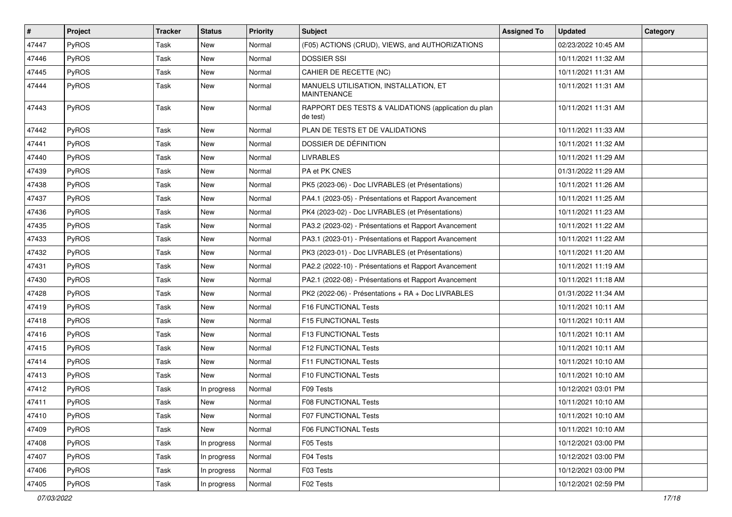| # | Project | Tracker | Status | Priority | Subject | Assigned To | Updated | Category |
|---|---|---|---|---|---|---|---|---|
| 47447 | PyROS | Task | New | Normal | (F05) ACTIONS (CRUD), VIEWS, and AUTHORIZATIONS | | 02/23/2022 10:45 AM | |
| 47446 | PyROS | Task | New | Normal | DOSSIER SSI | | 10/11/2021 11:32 AM | |
| 47445 | PyROS | Task | New | Normal | CAHIER DE RECETTE (NC) | | 10/11/2021 11:31 AM | |
| 47444 | PyROS | Task | New | Normal | MANUELS UTILISATION, INSTALLATION, ET MAINTENANCE | | 10/11/2021 11:31 AM | |
| 47443 | PyROS | Task | New | Normal | RAPPORT DES TESTS & VALIDATIONS (application du plan de test) | | 10/11/2021 11:31 AM | |
| 47442 | PyROS | Task | New | Normal | PLAN DE TESTS ET DE VALIDATIONS | | 10/11/2021 11:33 AM | |
| 47441 | PyROS | Task | New | Normal | DOSSIER DE DÉFINITION | | 10/11/2021 11:32 AM | |
| 47440 | PyROS | Task | New | Normal | LIVRABLES | | 10/11/2021 11:29 AM | |
| 47439 | PyROS | Task | New | Normal | PA et PK CNES | | 01/31/2022 11:29 AM | |
| 47438 | PyROS | Task | New | Normal | PK5 (2023-06) - Doc LIVRABLES (et Présentations) | | 10/11/2021 11:26 AM | |
| 47437 | PyROS | Task | New | Normal | PA4.1 (2023-05) - Présentations et Rapport Avancement | | 10/11/2021 11:25 AM | |
| 47436 | PyROS | Task | New | Normal | PK4 (2023-02) - Doc LIVRABLES (et Présentations) | | 10/11/2021 11:23 AM | |
| 47435 | PyROS | Task | New | Normal | PA3.2 (2023-02) - Présentations et Rapport Avancement | | 10/11/2021 11:22 AM | |
| 47433 | PyROS | Task | New | Normal | PA3.1 (2023-01) - Présentations et Rapport Avancement | | 10/11/2021 11:22 AM | |
| 47432 | PyROS | Task | New | Normal | PK3 (2023-01) - Doc LIVRABLES (et Présentations) | | 10/11/2021 11:20 AM | |
| 47431 | PyROS | Task | New | Normal | PA2.2 (2022-10) - Présentations et Rapport Avancement | | 10/11/2021 11:19 AM | |
| 47430 | PyROS | Task | New | Normal | PA2.1 (2022-08) - Présentations et Rapport Avancement | | 10/11/2021 11:18 AM | |
| 47428 | PyROS | Task | New | Normal | PK2 (2022-06) - Présentations + RA + Doc LIVRABLES | | 01/31/2022 11:34 AM | |
| 47419 | PyROS | Task | New | Normal | F16 FUNCTIONAL Tests | | 10/11/2021 10:11 AM | |
| 47418 | PyROS | Task | New | Normal | F15 FUNCTIONAL Tests | | 10/11/2021 10:11 AM | |
| 47416 | PyROS | Task | New | Normal | F13 FUNCTIONAL Tests | | 10/11/2021 10:11 AM | |
| 47415 | PyROS | Task | New | Normal | F12 FUNCTIONAL Tests | | 10/11/2021 10:11 AM | |
| 47414 | PyROS | Task | New | Normal | F11 FUNCTIONAL Tests | | 10/11/2021 10:10 AM | |
| 47413 | PyROS | Task | New | Normal | F10 FUNCTIONAL Tests | | 10/11/2021 10:10 AM | |
| 47412 | PyROS | Task | In progress | Normal | F09 Tests | | 10/12/2021 03:01 PM | |
| 47411 | PyROS | Task | New | Normal | F08 FUNCTIONAL Tests | | 10/11/2021 10:10 AM | |
| 47410 | PyROS | Task | New | Normal | F07 FUNCTIONAL Tests | | 10/11/2021 10:10 AM | |
| 47409 | PyROS | Task | New | Normal | F06 FUNCTIONAL Tests | | 10/11/2021 10:10 AM | |
| 47408 | PyROS | Task | In progress | Normal | F05 Tests | | 10/12/2021 03:00 PM | |
| 47407 | PyROS | Task | In progress | Normal | F04 Tests | | 10/12/2021 03:00 PM | |
| 47406 | PyROS | Task | In progress | Normal | F03 Tests | | 10/12/2021 03:00 PM | |
| 47405 | PyROS | Task | In progress | Normal | F02 Tests | | 10/12/2021 02:59 PM | |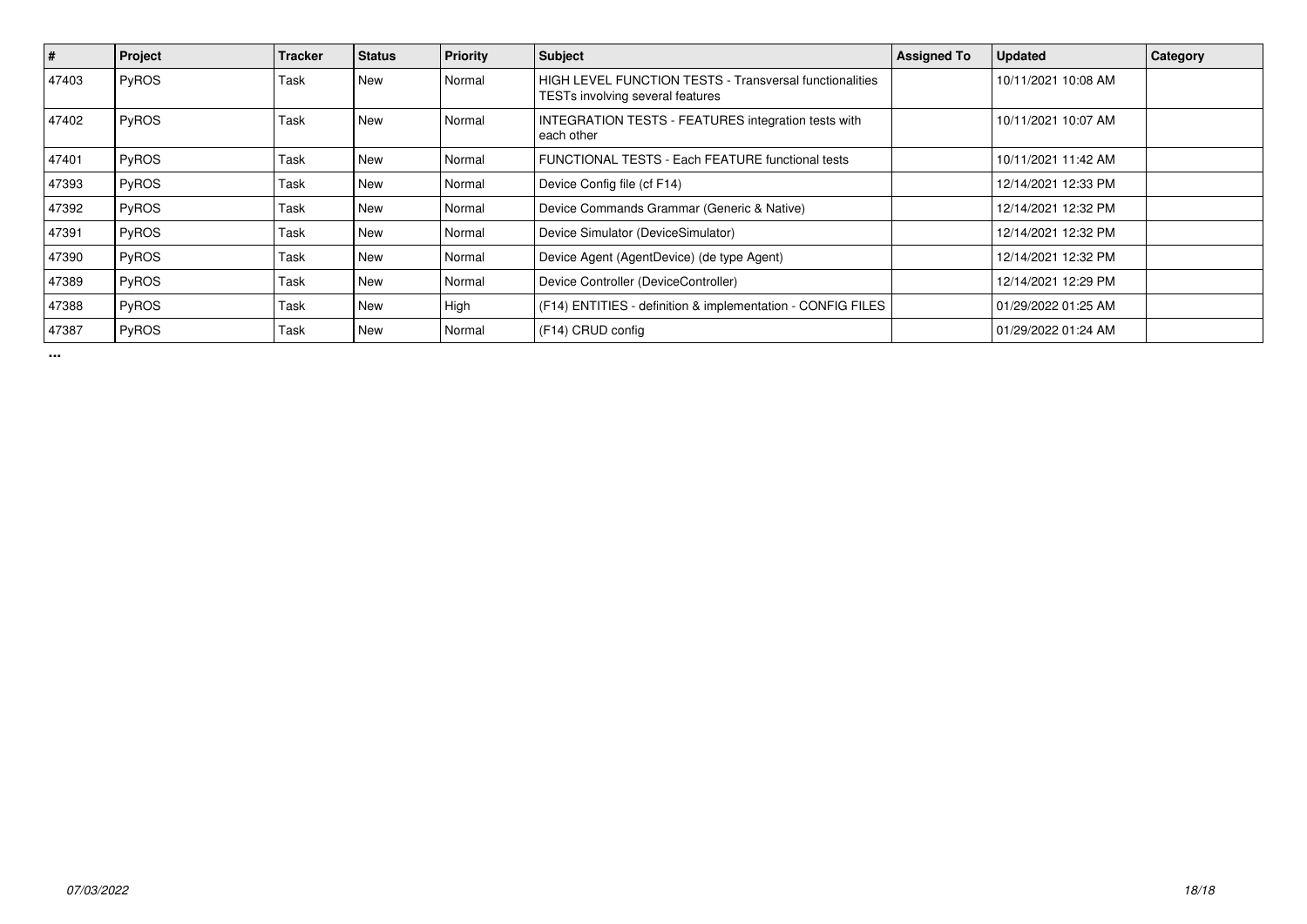| # | Project | Tracker | Status | Priority | Subject | Assigned To | Updated | Category |
|---|---|---|---|---|---|---|---|---|
| 47403 | PyROS | Task | New | Normal | HIGH LEVEL FUNCTION TESTS - Transversal functionalities TESTs involving several features | | 10/11/2021 10:08 AM | |
| 47402 | PyROS | Task | New | Normal | INTEGRATION TESTS - FEATURES integration tests with each other | | 10/11/2021 10:07 AM | |
| 47401 | PyROS | Task | New | Normal | FUNCTIONAL TESTS - Each FEATURE functional tests | | 10/11/2021 11:42 AM | |
| 47393 | PyROS | Task | New | Normal | Device Config file (cf F14) | | 12/14/2021 12:33 PM | |
| 47392 | PyROS | Task | New | Normal | Device Commands Grammar (Generic & Native) | | 12/14/2021 12:32 PM | |
| 47391 | PyROS | Task | New | Normal | Device Simulator (DeviceSimulator) | | 12/14/2021 12:32 PM | |
| 47390 | PyROS | Task | New | Normal | Device Agent (AgentDevice) (de type Agent) | | 12/14/2021 12:32 PM | |
| 47389 | PyROS | Task | New | Normal | Device Controller (DeviceController) | | 12/14/2021 12:29 PM | |
| 47388 | PyROS | Task | New | High | (F14) ENTITIES - definition & implementation - CONFIG FILES | | 01/29/2022 01:25 AM | |
| 47387 | PyROS | Task | New | Normal | (F14) CRUD config | | 01/29/2022 01:24 AM | |

...